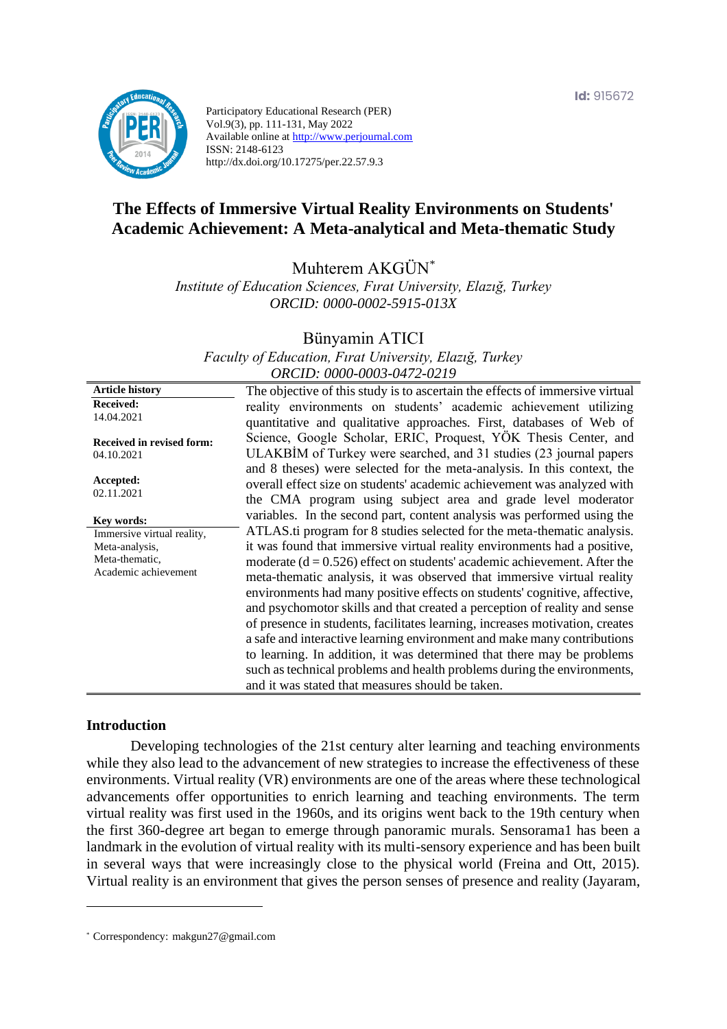Id: 915672

Participatory Educational Research (PER)
Vol.9(3), pp. 111-131, May 2022
Available online at http://www.perjournal.com
ISSN: 2148-6123
http://dx.doi.org/10.17275/per.22.57.9.3

# The Effects of Immersive Virtual Reality Environments on Students' Academic Achievement: A Meta-analytical and Meta-thematic Study

Muhterem AKGÜN*

*Institute of Education Sciences, Fırat University, Elazığ, Turkey*
*ORCID: 0000-0002-5915-013X*

Bünyamin ATICI

*Faculty of Education, Fırat University, Elazığ, Turkey*
*ORCID: 0000-0003-0472-0219*

**Article history**
**Received:**
14.04.2021

**Received in revised form:**
04.10.2021

**Accepted:**
02.11.2021

**Key words:**
Immersive virtual reality,
Meta-analysis,
Meta-thematic,
Academic achievement

The objective of this study is to ascertain the effects of immersive virtual reality environments on students' academic achievement utilizing quantitative and qualitative approaches. First, databases of Web of Science, Google Scholar, ERIC, Proquest, YÖK Thesis Center, and ULAKBİM of Turkey were searched, and 31 studies (23 journal papers and 8 theses) were selected for the meta-analysis. In this context, the overall effect size on students' academic achievement was analyzed with the CMA program using subject area and grade level moderator variables. In the second part, content analysis was performed using the ATLAS.ti program for 8 studies selected for the meta-thematic analysis. it was found that immersive virtual reality environments had a positive, moderate ($d = 0.526$) effect on students' academic achievement. After the meta-thematic analysis, it was observed that immersive virtual reality environments had many positive effects on students' cognitive, affective, and psychomotor skills and that created a perception of reality and sense of presence in students, facilitates learning, increases motivation, creates a safe and interactive learning environment and make many contributions to learning. In addition, it was determined that there may be problems such as technical problems and health problems during the environments, and it was stated that measures should be taken.

## Introduction

Developing technologies of the 21st century alter learning and teaching environments while they also lead to the advancement of new strategies to increase the effectiveness of these environments. Virtual reality (VR) environments are one of the areas where these technological advancements offer opportunities to enrich learning and teaching environments. The term virtual reality was first used in the 1960s, and its origins went back to the 19th century when the first 360-degree art began to emerge through panoramic murals. Sensorama1 has been a landmark in the evolution of virtual reality with its multi-sensory experience and has been built in several ways that were increasingly close to the physical world (Freina and Ott, 2015). Virtual reality is an environment that gives the person senses of presence and reality (Jayaram,

* Correspondency: makgun27@gmail.com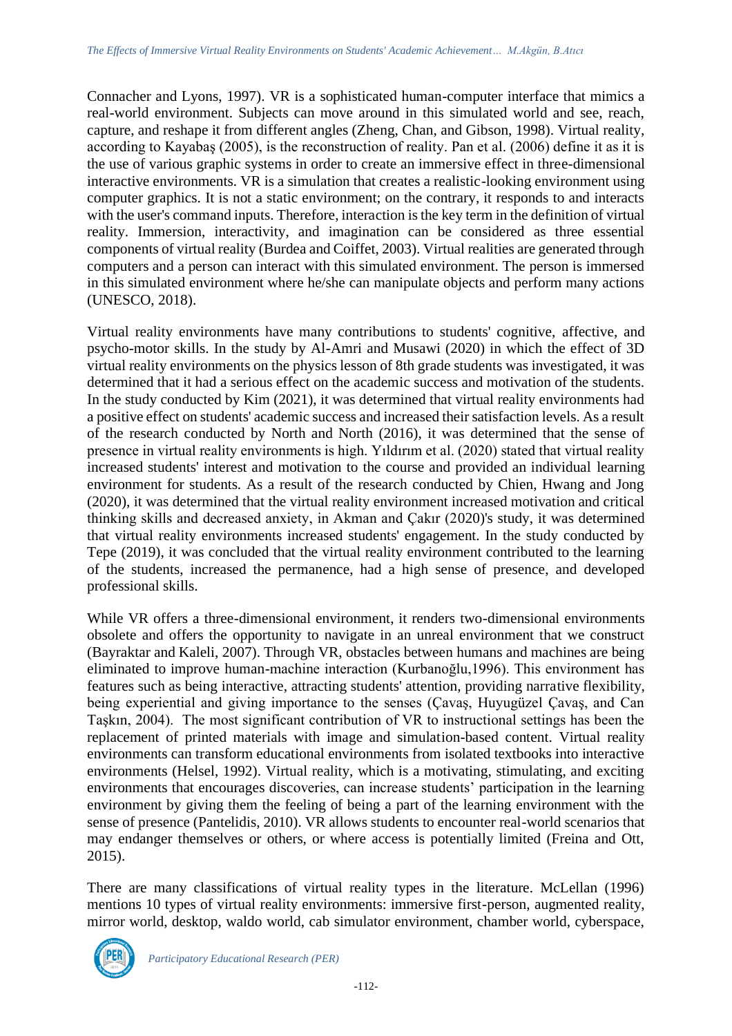Connacher and Lyons, 1997). VR is a sophisticated human-computer interface that mimics a real-world environment. Subjects can move around in this simulated world and see, reach, capture, and reshape it from different angles (Zheng, Chan, and Gibson, 1998). Virtual reality, according to Kayabaş (2005), is the reconstruction of reality. Pan et al. (2006) define it as it is the use of various graphic systems in order to create an immersive effect in three-dimensional interactive environments. VR is a simulation that creates a realistic-looking environment using computer graphics. It is not a static environment; on the contrary, it responds to and interacts with the user's command inputs. Therefore, interaction is the key term in the definition of virtual reality. Immersion, interactivity, and imagination can be considered as three essential components of virtual reality (Burdea and Coiffet, 2003). Virtual realities are generated through computers and a person can interact with this simulated environment. The person is immersed in this simulated environment where he/she can manipulate objects and perform many actions (UNESCO, 2018).

Virtual reality environments have many contributions to students' cognitive, affective, and psycho-motor skills. In the study by Al-Amri and Musawi (2020) in which the effect of 3D virtual reality environments on the physics lesson of 8th grade students was investigated, it was determined that it had a serious effect on the academic success and motivation of the students. In the study conducted by Kim (2021), it was determined that virtual reality environments had a positive effect on students' academic success and increased their satisfaction levels. As a result of the research conducted by North and North (2016), it was determined that the sense of presence in virtual reality environments is high. Yıldırım et al. (2020) stated that virtual reality increased students' interest and motivation to the course and provided an individual learning environment for students. As a result of the research conducted by Chien, Hwang and Jong (2020), it was determined that the virtual reality environment increased motivation and critical thinking skills and decreased anxiety, in Akman and Çakır (2020)'s study, it was determined that virtual reality environments increased students' engagement. In the study conducted by Tepe (2019), it was concluded that the virtual reality environment contributed to the learning of the students, increased the permanence, had a high sense of presence, and developed professional skills.

While VR offers a three-dimensional environment, it renders two-dimensional environments obsolete and offers the opportunity to navigate in an unreal environment that we construct (Bayraktar and Kaleli, 2007). Through VR, obstacles between humans and machines are being eliminated to improve human-machine interaction (Kurbanoğlu,1996). This environment has features such as being interactive, attracting students' attention, providing narrative flexibility, being experiential and giving importance to the senses (Çavaş, Huyugüzel Çavaş, and Can Taşkın, 2004). The most significant contribution of VR to instructional settings has been the replacement of printed materials with image and simulation-based content. Virtual reality environments can transform educational environments from isolated textbooks into interactive environments (Helsel, 1992). Virtual reality, which is a motivating, stimulating, and exciting environments that encourages discoveries, can increase students' participation in the learning environment by giving them the feeling of being a part of the learning environment with the sense of presence (Pantelidis, 2010). VR allows students to encounter real-world scenarios that may endanger themselves or others, or where access is potentially limited (Freina and Ott, 2015).

There are many classifications of virtual reality types in the literature. McLellan (1996) mentions 10 types of virtual reality environments: immersive first-person, augmented reality, mirror world, desktop, waldo world, cab simulator environment, chamber world, cyberspace,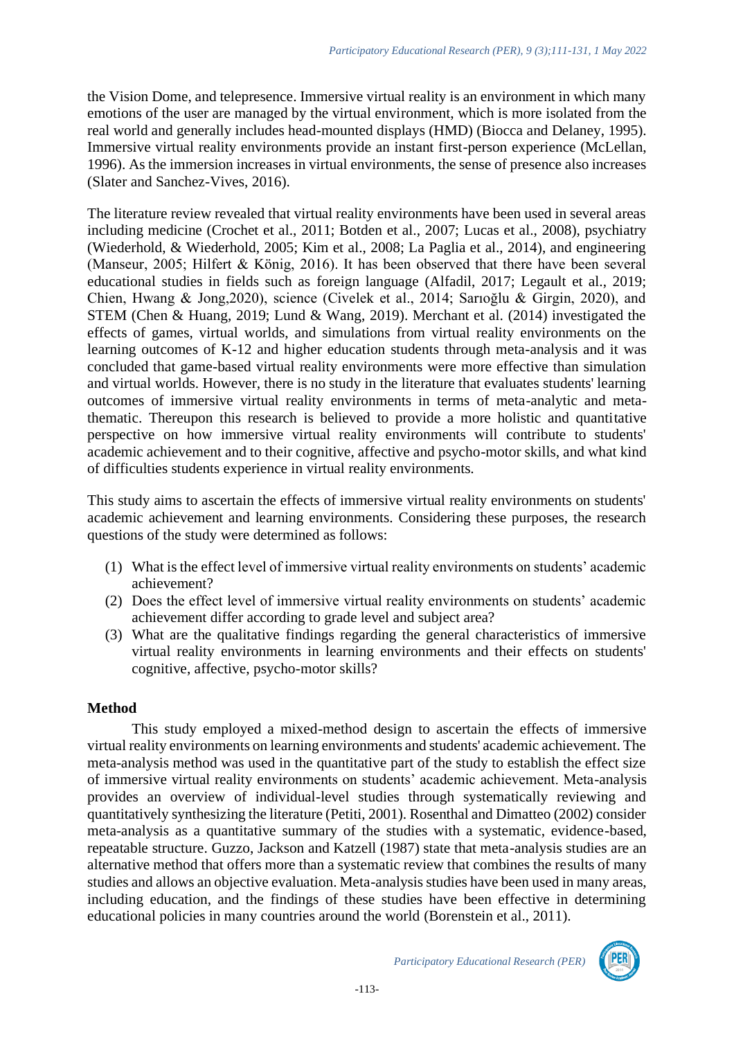the Vision Dome, and telepresence. Immersive virtual reality is an environment in which many emotions of the user are managed by the virtual environment, which is more isolated from the real world and generally includes head-mounted displays (HMD) (Biocca and Delaney, 1995). Immersive virtual reality environments provide an instant first-person experience (McLellan, 1996). As the immersion increases in virtual environments, the sense of presence also increases (Slater and Sanchez-Vives, 2016).

The literature review revealed that virtual reality environments have been used in several areas including medicine (Crochet et al., 2011; Botden et al., 2007; Lucas et al., 2008), psychiatry (Wiederhold, & Wiederhold, 2005; Kim et al., 2008; La Paglia et al., 2014), and engineering (Manseur, 2005; Hilfert & König, 2016). It has been observed that there have been several educational studies in fields such as foreign language (Alfadil, 2017; Legault et al., 2019; Chien, Hwang & Jong,2020), science (Civelek et al., 2014; Sarıoğlu & Girgin, 2020), and STEM (Chen & Huang, 2019; Lund & Wang, 2019). Merchant et al. (2014) investigated the effects of games, virtual worlds, and simulations from virtual reality environments on the learning outcomes of K-12 and higher education students through meta-analysis and it was concluded that game-based virtual reality environments were more effective than simulation and virtual worlds. However, there is no study in the literature that evaluates students' learning outcomes of immersive virtual reality environments in terms of meta-analytic and meta-thematic. Thereupon this research is believed to provide a more holistic and quantitative perspective on how immersive virtual reality environments will contribute to students' academic achievement and to their cognitive, affective and psycho-motor skills, and what kind of difficulties students experience in virtual reality environments.

This study aims to ascertain the effects of immersive virtual reality environments on students' academic achievement and learning environments. Considering these purposes, the research questions of the study were determined as follows:

(1) What is the effect level of immersive virtual reality environments on students' academic achievement?
(2) Does the effect level of immersive virtual reality environments on students' academic achievement differ according to grade level and subject area?
(3) What are the qualitative findings regarding the general characteristics of immersive virtual reality environments in learning environments and their effects on students' cognitive, affective, psycho-motor skills?

## Method

This study employed a mixed-method design to ascertain the effects of immersive virtual reality environments on learning environments and students' academic achievement. The meta-analysis method was used in the quantitative part of the study to establish the effect size of immersive virtual reality environments on students' academic achievement. Meta-analysis provides an overview of individual-level studies through systematically reviewing and quantitatively synthesizing the literature (Petiti, 2001). Rosenthal and Dimatteo (2002) consider meta-analysis as a quantitative summary of the studies with a systematic, evidence-based, repeatable structure. Guzzo, Jackson and Katzell (1987) state that meta-analysis studies are an alternative method that offers more than a systematic review that combines the results of many studies and allows an objective evaluation. Meta-analysis studies have been used in many areas, including education, and the findings of these studies have been effective in determining educational policies in many countries around the world (Borenstein et al., 2011).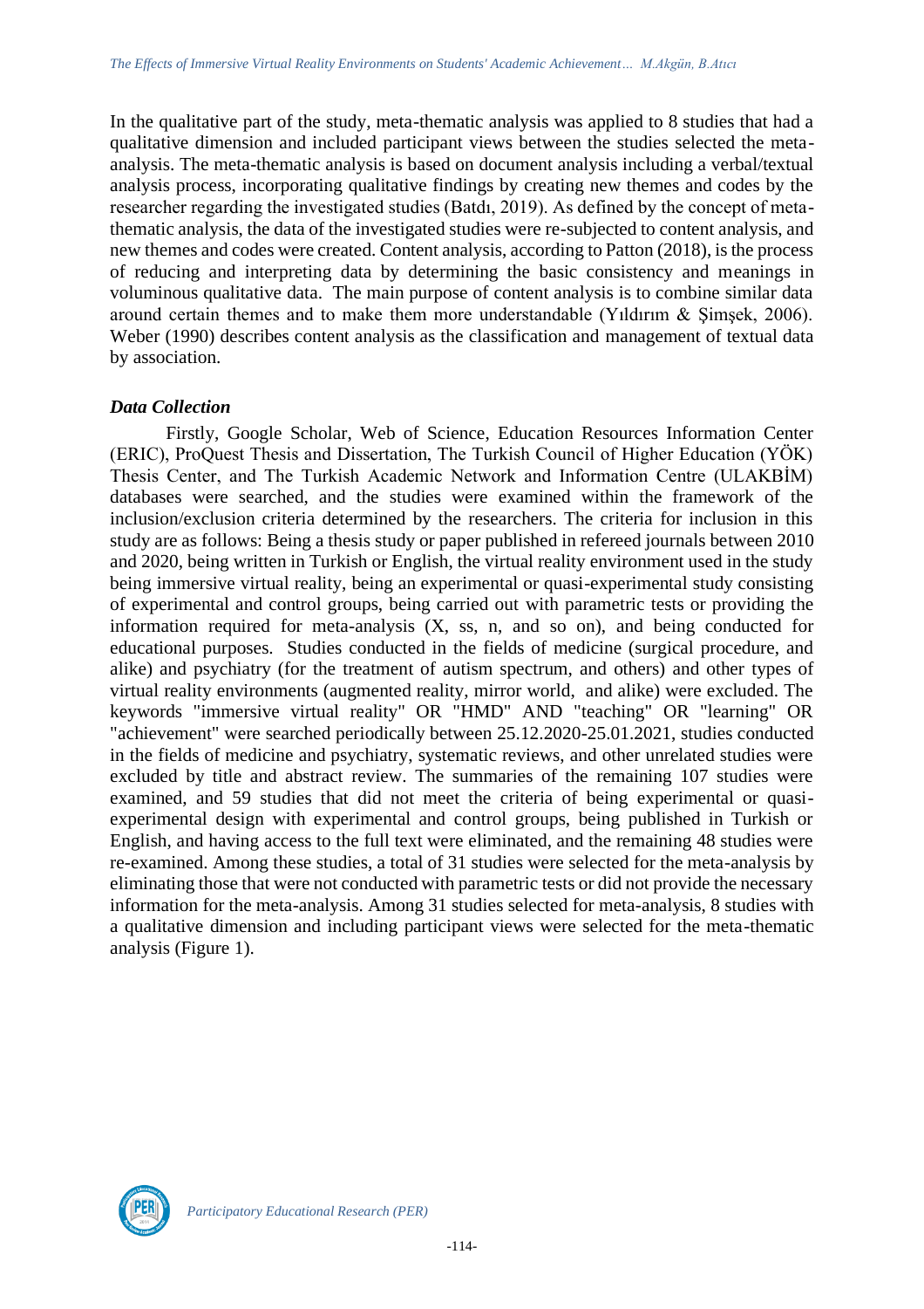In the qualitative part of the study, meta-thematic analysis was applied to 8 studies that had a qualitative dimension and included participant views between the studies selected the meta-analysis. The meta-thematic analysis is based on document analysis including a verbal/textual analysis process, incorporating qualitative findings by creating new themes and codes by the researcher regarding the investigated studies (Batdı, 2019). As defined by the concept of meta-thematic analysis, the data of the investigated studies were re-subjected to content analysis, and new themes and codes were created. Content analysis, according to Patton (2018), is the process of reducing and interpreting data by determining the basic consistency and meanings in voluminous qualitative data. The main purpose of content analysis is to combine similar data around certain themes and to make them more understandable (Yıldırım & Şimşek, 2006). Weber (1990) describes content analysis as the classification and management of textual data by association.

### *Data Collection*

Firstly, Google Scholar, Web of Science, Education Resources Information Center (ERIC), ProQuest Thesis and Dissertation, The Turkish Council of Higher Education (YÖK) Thesis Center, and The Turkish Academic Network and Information Centre (ULAKBİM) databases were searched, and the studies were examined within the framework of the inclusion/exclusion criteria determined by the researchers. The criteria for inclusion in this study are as follows: Being a thesis study or paper published in refereed journals between 2010 and 2020, being written in Turkish or English, the virtual reality environment used in the study being immersive virtual reality, being an experimental or quasi-experimental study consisting of experimental and control groups, being carried out with parametric tests or providing the information required for meta-analysis (X, ss, n, and so on), and being conducted for educational purposes. Studies conducted in the fields of medicine (surgical procedure, and alike) and psychiatry (for the treatment of autism spectrum, and others) and other types of virtual reality environments (augmented reality, mirror world, and alike) were excluded. The keywords "immersive virtual reality" OR "HMD" AND "teaching" OR "learning" OR "achievement" were searched periodically between 25.12.2020-25.01.2021, studies conducted in the fields of medicine and psychiatry, systematic reviews, and other unrelated studies were excluded by title and abstract review. The summaries of the remaining 107 studies were examined, and 59 studies that did not meet the criteria of being experimental or quasi-experimental design with experimental and control groups, being published in Turkish or English, and having access to the full text were eliminated, and the remaining 48 studies were re-examined. Among these studies, a total of 31 studies were selected for the meta-analysis by eliminating those that were not conducted with parametric tests or did not provide the necessary information for the meta-analysis. Among 31 studies selected for meta-analysis, 8 studies with a qualitative dimension and including participant views were selected for the meta-thematic analysis (Figure 1).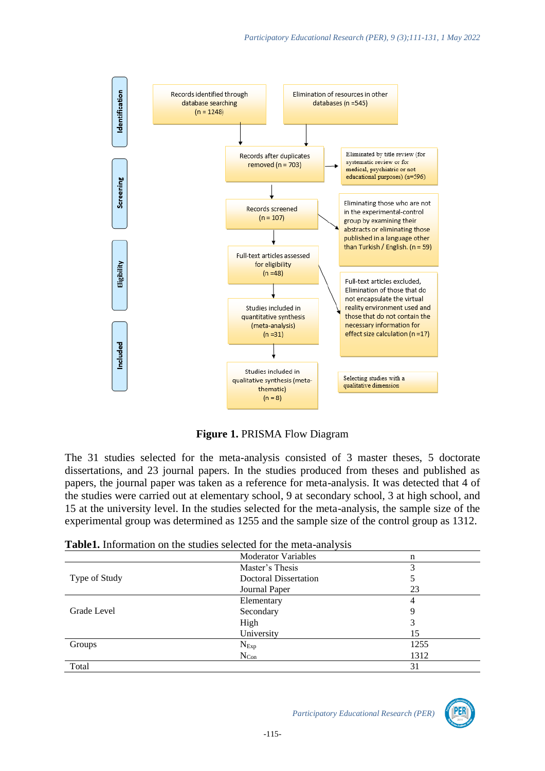**Identification**

- Records identified through database searching (n = 1248)
- Elimination of resources in other databases (n =545)

**Screening**

- Records after duplicates removed (n = 703)
  - Eliminated by title review (for systematic review or for medical, psychiatric or not educational purposes) (n=596)
- Records screened (n = 107)
  - Eliminating those who are not in the experimental-control group by examining their abstracts or eliminating those published in a language other than Turkish / English. (n = 59)

**Eligibility**

- Full-text articles assessed for eligibility (n =48)
  - Full-text articles excluded, Elimination of those that do not encapsulate the virtual reality environment used and those that do not contain the necessary information for effect size calculation (n =17)

**Included**

- Studies included in quantitative synthesis (meta-analysis) (n =31)
- Studies included in qualitative synthesis (meta-thematic) (n = 8)
  - Selecting studies with a qualitative dimension

**Figure 1.** PRISMA Flow Diagram

The 31 studies selected for the meta-analysis consisted of 3 master theses, 5 doctorate dissertations, and 23 journal papers. In the studies produced from theses and published as papers, the journal paper was taken as a reference for meta-analysis. It was detected that 4 of the studies were carried out at elementary school, 9 at secondary school, 3 at high school, and 15 at the university level. In the studies selected for the meta-analysis, the sample size of the experimental group was determined as 1255 and the sample size of the control group as 1312.

**Table1.** Information on the studies selected for the meta-analysis

| | Moderator Variables | n |
|---|---|---|
| Type of Study | Master's Thesis | 3 |
| | Doctoral Dissertation | 5 |
| | Journal Paper | 23 |
| Grade Level | Elementary | 4 |
| | Secondary | 9 |
| | High | 3 |
| | University | 15 |
| Groups | $N_{Exp}$ | 1255 |
| | $N_{Con}$ | 1312 |
| Total | | 31 |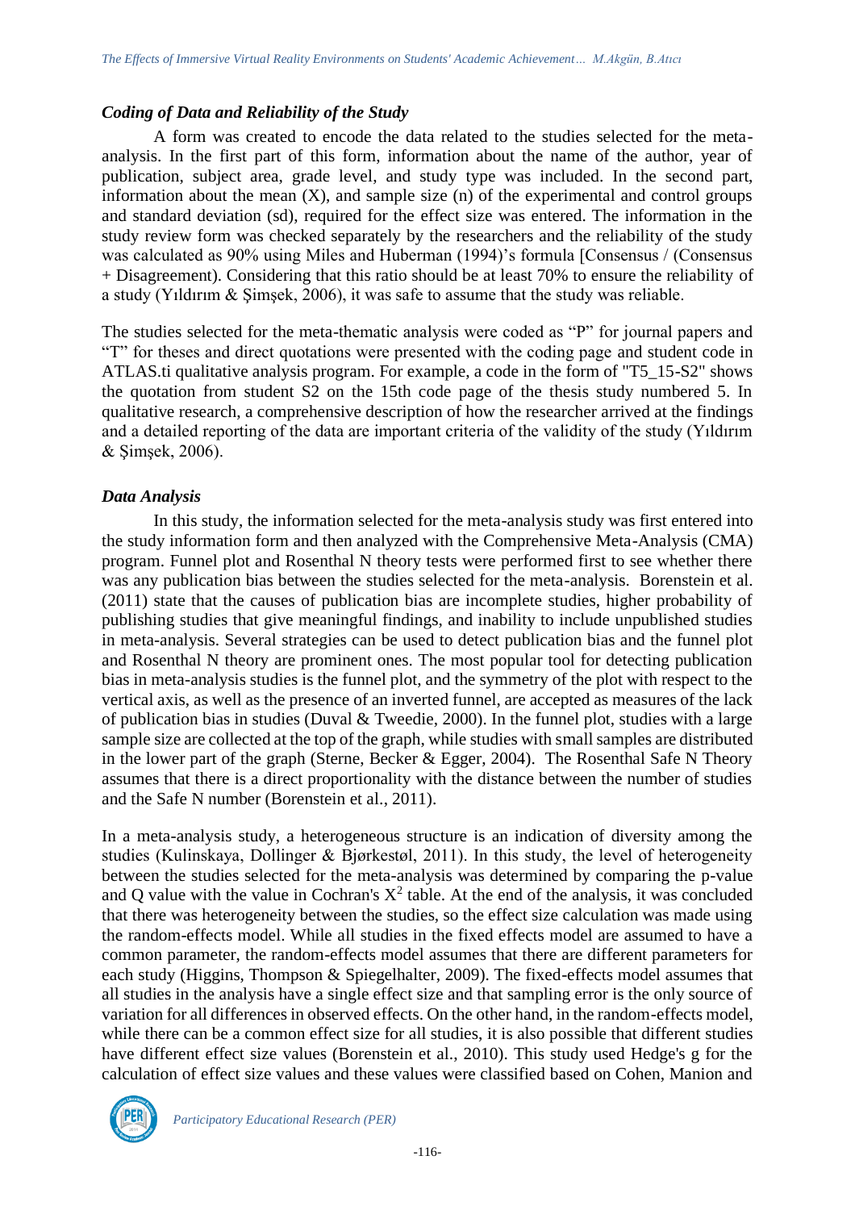### *Coding of Data and Reliability of the Study*

A form was created to encode the data related to the studies selected for the meta-analysis. In the first part of this form, information about the name of the author, year of publication, subject area, grade level, and study type was included. In the second part, information about the mean (X), and sample size (n) of the experimental and control groups and standard deviation (sd), required for the effect size was entered. The information in the study review form was checked separately by the researchers and the reliability of the study was calculated as 90% using Miles and Huberman (1994)'s formula [Consensus / (Consensus + Disagreement). Considering that this ratio should be at least 70% to ensure the reliability of a study (Yıldırım & Şimşek, 2006), it was safe to assume that the study was reliable.

The studies selected for the meta-thematic analysis were coded as "P" for journal papers and "T" for theses and direct quotations were presented with the coding page and student code in ATLAS.ti qualitative analysis program. For example, a code in the form of "T5_15-S2" shows the quotation from student S2 on the 15th code page of the thesis study numbered 5. In qualitative research, a comprehensive description of how the researcher arrived at the findings and a detailed reporting of the data are important criteria of the validity of the study (Yıldırım & Şimşek, 2006).

### *Data Analysis*

In this study, the information selected for the meta-analysis study was first entered into the study information form and then analyzed with the Comprehensive Meta-Analysis (CMA) program. Funnel plot and Rosenthal N theory tests were performed first to see whether there was any publication bias between the studies selected for the meta-analysis. Borenstein et al. (2011) state that the causes of publication bias are incomplete studies, higher probability of publishing studies that give meaningful findings, and inability to include unpublished studies in meta-analysis. Several strategies can be used to detect publication bias and the funnel plot and Rosenthal N theory are prominent ones. The most popular tool for detecting publication bias in meta-analysis studies is the funnel plot, and the symmetry of the plot with respect to the vertical axis, as well as the presence of an inverted funnel, are accepted as measures of the lack of publication bias in studies (Duval & Tweedie, 2000). In the funnel plot, studies with a large sample size are collected at the top of the graph, while studies with small samples are distributed in the lower part of the graph (Sterne, Becker & Egger, 2004). The Rosenthal Safe N Theory assumes that there is a direct proportionality with the distance between the number of studies and the Safe N number (Borenstein et al., 2011).

In a meta-analysis study, a heterogeneous structure is an indication of diversity among the studies (Kulinskaya, Dollinger & Bjørkestøl, 2011). In this study, the level of heterogeneity between the studies selected for the meta-analysis was determined by comparing the p-value and Q value with the value in Cochran's $X^2$ table. At the end of the analysis, it was concluded that there was heterogeneity between the studies, so the effect size calculation was made using the random-effects model. While all studies in the fixed effects model are assumed to have a common parameter, the random-effects model assumes that there are different parameters for each study (Higgins, Thompson & Spiegelhalter, 2009). The fixed-effects model assumes that all studies in the analysis have a single effect size and that sampling error is the only source of variation for all differences in observed effects. On the other hand, in the random-effects model, while there can be a common effect size for all studies, it is also possible that different studies have different effect size values (Borenstein et al., 2010). This study used Hedge's g for the calculation of effect size values and these values were classified based on Cohen, Manion and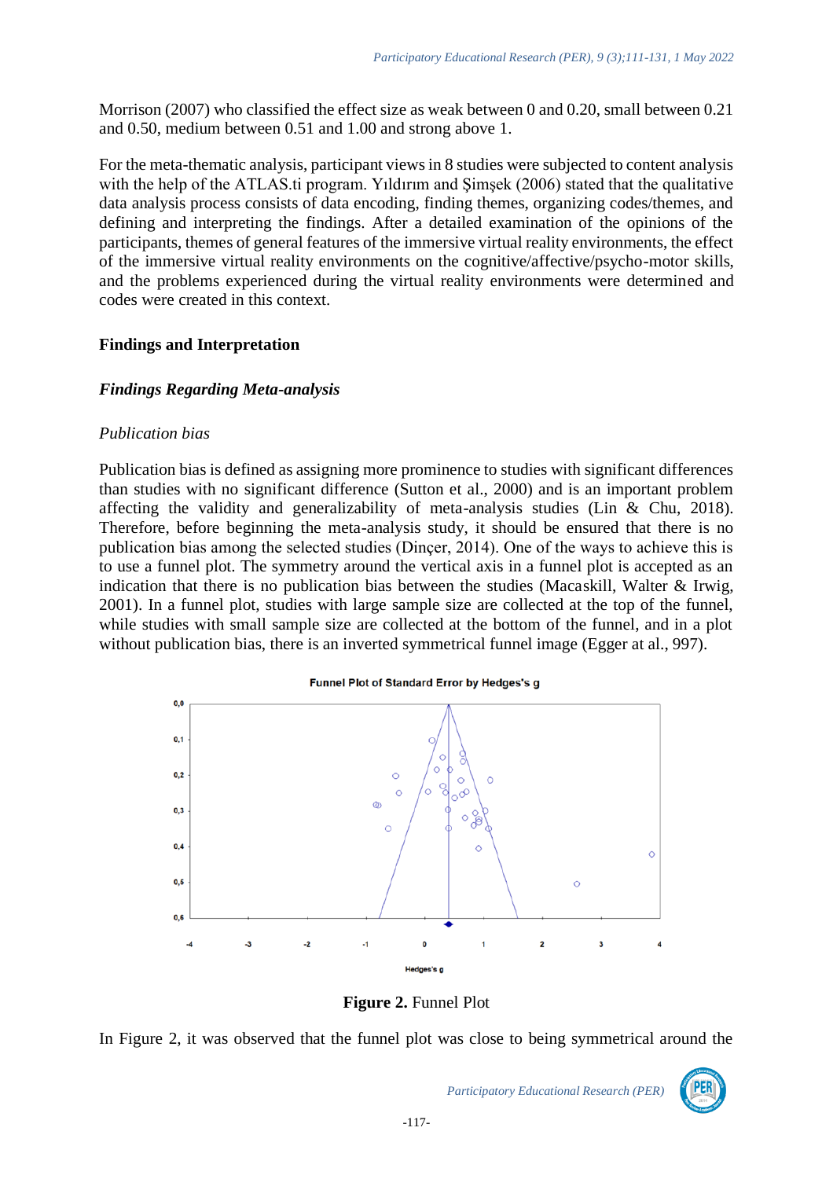Morrison (2007) who classified the effect size as weak between 0 and 0.20, small between 0.21 and 0.50, medium between 0.51 and 1.00 and strong above 1.

For the meta-thematic analysis, participant views in 8 studies were subjected to content analysis with the help of the ATLAS.ti program. Yıldırım and Şimşek (2006) stated that the qualitative data analysis process consists of data encoding, finding themes, organizing codes/themes, and defining and interpreting the findings. After a detailed examination of the opinions of the participants, themes of general features of the immersive virtual reality environments, the effect of the immersive virtual reality environments on the cognitive/affective/psycho-motor skills, and the problems experienced during the virtual reality environments were determined and codes were created in this context.

## Findings and Interpretation

### *Findings Regarding Meta-analysis*

#### *Publication bias*

Publication bias is defined as assigning more prominence to studies with significant differences than studies with no significant difference (Sutton et al., 2000) and is an important problem affecting the validity and generalizability of meta-analysis studies (Lin & Chu, 2018). Therefore, before beginning the meta-analysis study, it should be ensured that there is no publication bias among the selected studies (Dinçer, 2014). One of the ways to achieve this is to use a funnel plot. The symmetry around the vertical axis in a funnel plot is accepted as an indication that there is no publication bias between the studies (Macaskill, Walter & Irwig, 2001). In a funnel plot, studies with large sample size are collected at the top of the funnel, while studies with small sample size are collected at the bottom of the funnel, and in a plot without publication bias, there is an inverted symmetrical funnel image (Egger at al., 997).

**Figure 2.** Funnel Plot

In Figure 2, it was observed that the funnel plot was close to being symmetrical around the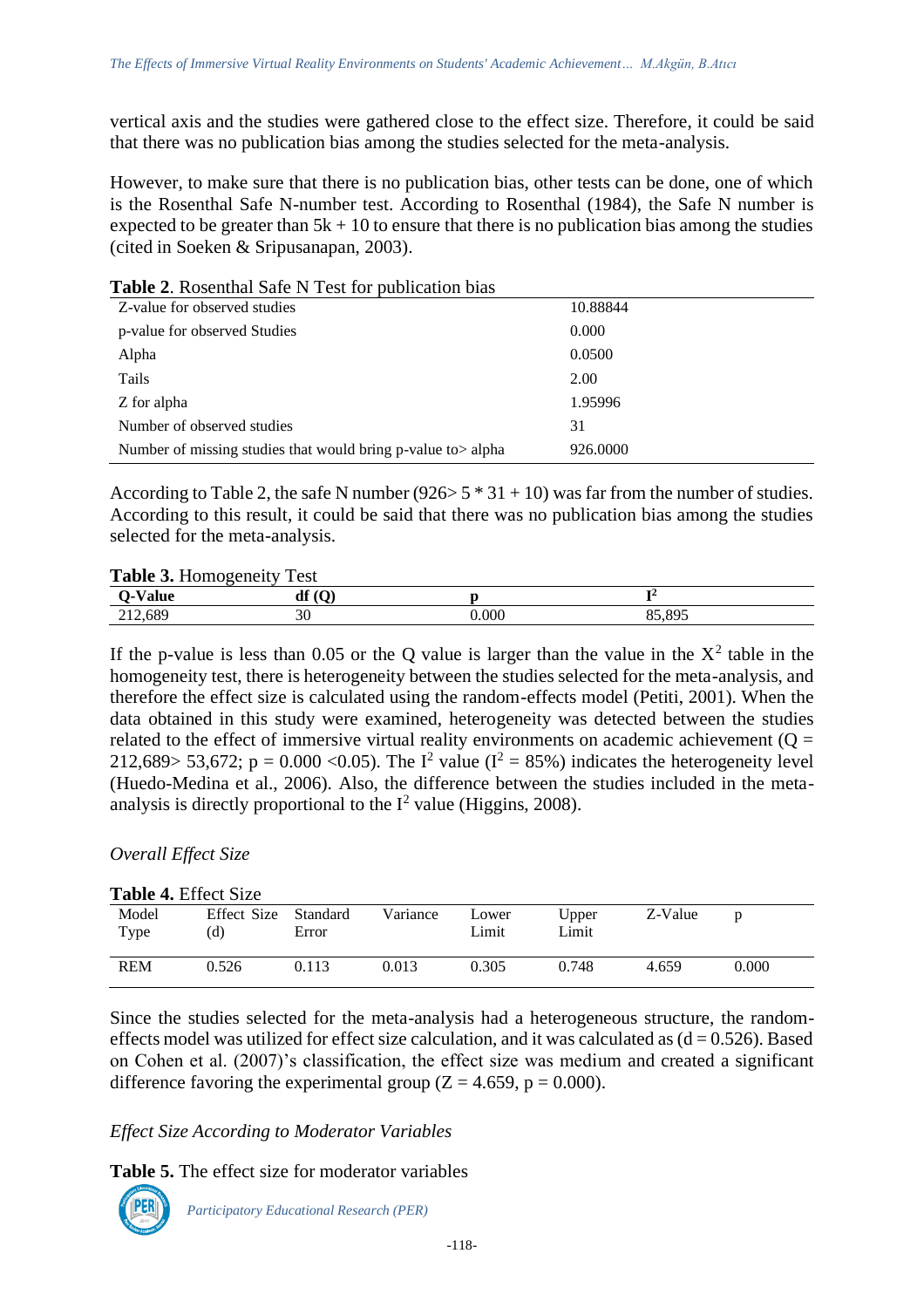vertical axis and the studies were gathered close to the effect size. Therefore, it could be said that there was no publication bias among the studies selected for the meta-analysis.

However, to make sure that there is no publication bias, other tests can be done, one of which is the Rosenthal Safe N-number test. According to Rosenthal (1984), the Safe N number is expected to be greater than 5k + 10 to ensure that there is no publication bias among the studies (cited in Soeken & Sripusanapan, 2003).

**Table 2**. Rosenthal Safe N Test for publication bias

| | |
|---|---|
| Z-value for observed studies | 10.88844 |
| p-value for observed Studies | 0.000 |
| Alpha | 0.0500 |
| Tails | 2.00 |
| Z for alpha | 1.95996 |
| Number of observed studies | 31 |
| Number of missing studies that would bring p-value to> alpha | 926.0000 |

According to Table 2, the safe N number (926> 5 * 31 + 10) was far from the number of studies. According to this result, it could be said that there was no publication bias among the studies selected for the meta-analysis.

**Table 3.** Homogeneity Test

| Q-Value | df (Q) | p | $I^2$ |
|---|---|---|---|
| 212,689 | 30 | 0.000 | 85,895 |

If the p-value is less than 0.05 or the Q value is larger than the value in the $X^2$ table in the homogeneity test, there is heterogeneity between the studies selected for the meta-analysis, and therefore the effect size is calculated using the random-effects model (Petiti, 2001). When the data obtained in this study were examined, heterogeneity was detected between the studies related to the effect of immersive virtual reality environments on academic achievement (Q = 212,689> 53,672; p = 0.000 <0.05). The $I^2$ value ($I^2$ = 85%) indicates the heterogeneity level (Huedo-Medina et al., 2006). Also, the difference between the studies included in the meta-analysis is directly proportional to the $I^2$ value (Higgins, 2008).

*Overall Effect Size*

**Table 4.** Effect Size

| Model Type | Effect Size (d) | Standard Error | Variance | Lower Limit | Upper Limit | Z-Value | p |
|---|---|---|---|---|---|---|---|
| REM | 0.526 | 0.113 | 0.013 | 0.305 | 0.748 | 4.659 | 0.000 |

Since the studies selected for the meta-analysis had a heterogeneous structure, the random-effects model was utilized for effect size calculation, and it was calculated as (d = 0.526). Based on Cohen et al. (2007)'s classification, the effect size was medium and created a significant difference favoring the experimental group (Z = 4.659, p = 0.000).

*Effect Size According to Moderator Variables*

**Table 5.** The effect size for moderator variables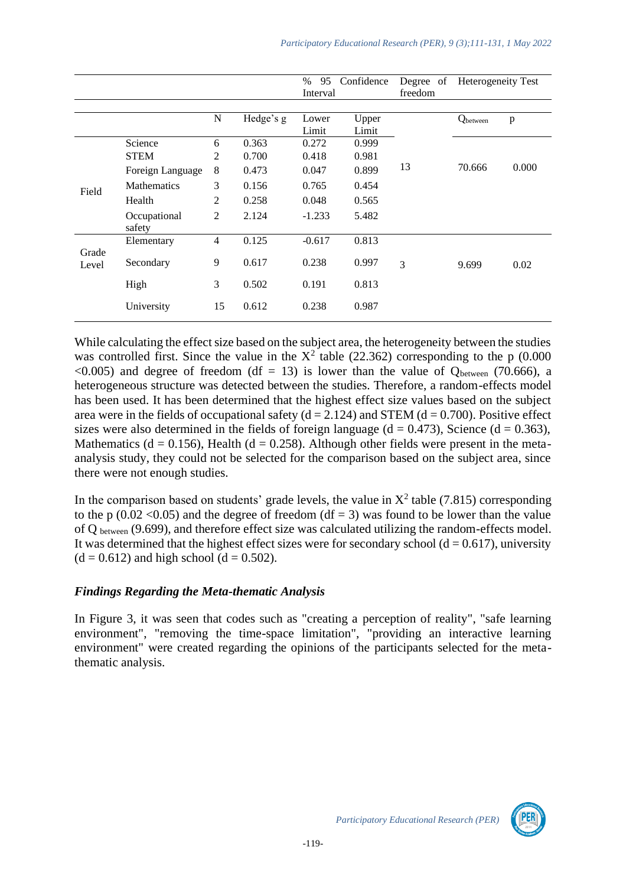| | | N | Hedge's g | % 95 Confidence Interval | | Degree of freedom | Heterogeneity Test | |
|---|---|---|---|---|---|---|---|---|
| | | | | Lower Limit | Upper Limit | | $Q_{between}$ | p |
| Field | Science | 6 | 0.363 | 0.272 | 0.999 | 13 | 70.666 | 0.000 |
| | STEM | 2 | 0.700 | 0.418 | 0.981 | | | |
| | Foreign Language | 8 | 0.473 | 0.047 | 0.899 | | | |
| | Mathematics | 3 | 0.156 | 0.765 | 0.454 | | | |
| | Health | 2 | 0.258 | 0.048 | 0.565 | | | |
| | Occupational safety | 2 | 2.124 | -1.233 | 5.482 | | | |
| Grade Level | Elementary | 4 | 0.125 | -0.617 | 0.813 | 3 | 9.699 | 0.02 |
| | Secondary | 9 | 0.617 | 0.238 | 0.997 | | | |
| | High | 3 | 0.502 | 0.191 | 0.813 | | | |
| | University | 15 | 0.612 | 0.238 | 0.987 | | | |

While calculating the effect size based on the subject area, the heterogeneity between the studies was controlled first. Since the value in the $X^2$ table (22.362) corresponding to the p (0.000 <0.005) and degree of freedom (df = 13) is lower than the value of $Q_{between}$ (70.666), a heterogeneous structure was detected between the studies. Therefore, a random-effects model has been used. It has been determined that the highest effect size values based on the subject area were in the fields of occupational safety (d = 2.124) and STEM (d = 0.700). Positive effect sizes were also determined in the fields of foreign language (d = 0.473), Science (d = 0.363), Mathematics (d = 0.156), Health (d = 0.258). Although other fields were present in the meta-analysis study, they could not be selected for the comparison based on the subject area, since there were not enough studies.

In the comparison based on students' grade levels, the value in $X^2$ table (7.815) corresponding to the p (0.02 <0.05) and the degree of freedom (df = 3) was found to be lower than the value of $Q_{between}$ (9.699), and therefore effect size was calculated utilizing the random-effects model. It was determined that the highest effect sizes were for secondary school (d = 0.617), university (d = 0.612) and high school (d = 0.502).

### *Findings Regarding the Meta-thematic Analysis*

In Figure 3, it was seen that codes such as "creating a perception of reality", "safe learning environment", "removing the time-space limitation", "providing an interactive learning environment" were created regarding the opinions of the participants selected for the meta-thematic analysis.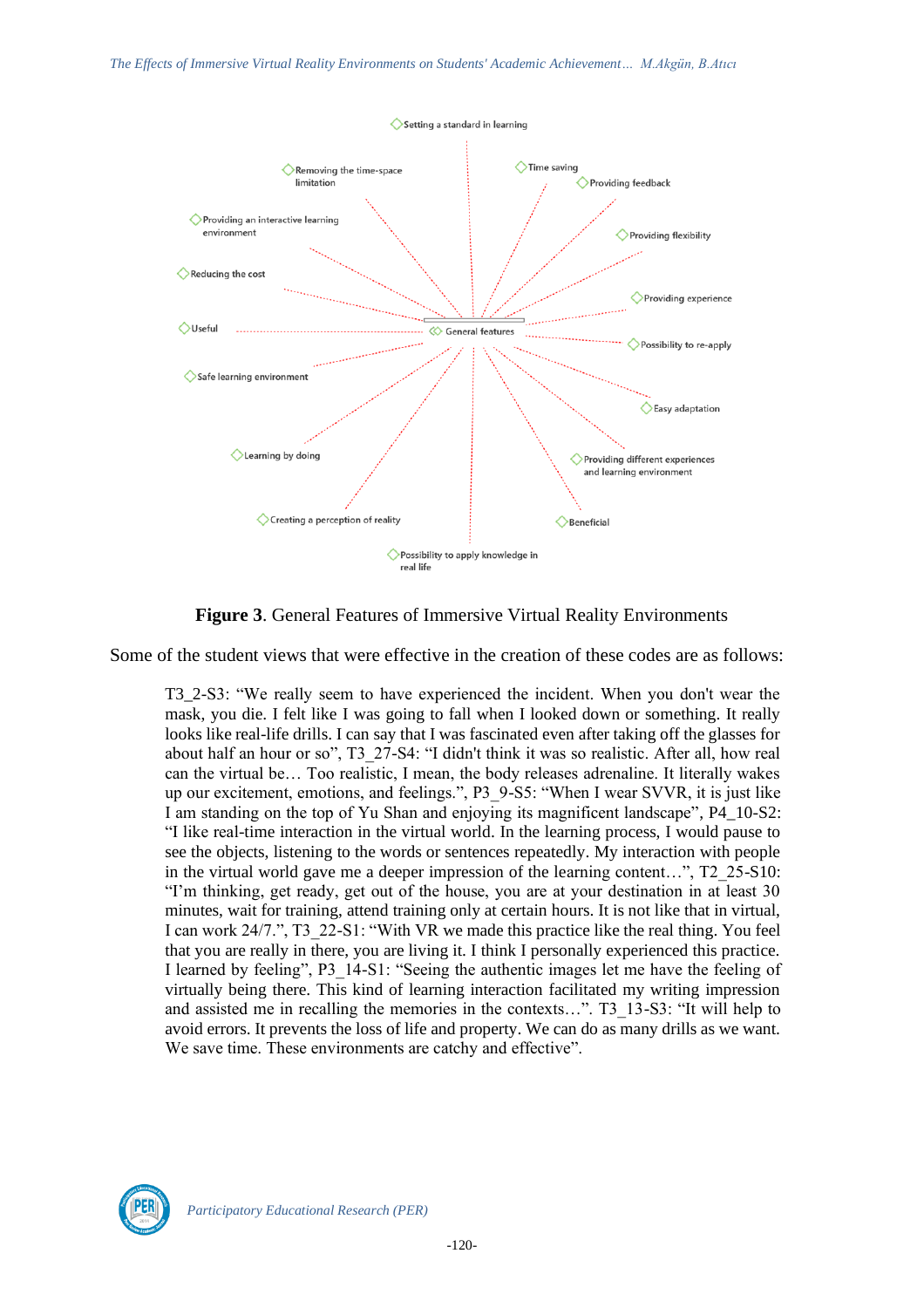Setting a standard in learning

Removing the time-space limitation

Time saving

Providing feedback

Providing an interactive learning environment

Providing flexibility

Reducing the cost

Providing experience

Useful

General features

Possibility to re-apply

Safe learning environment

Easy adaptation

Learning by doing

Providing different experiences and learning environment

Creating a perception of reality

Beneficial

Possibility to apply knowledge in real life

**Figure 3**. General Features of Immersive Virtual Reality Environments

Some of the student views that were effective in the creation of these codes are as follows:

> T3_2-S3: "We really seem to have experienced the incident. When you don't wear the mask, you die. I felt like I was going to fall when I looked down or something. It really looks like real-life drills. I can say that I was fascinated even after taking off the glasses for about half an hour or so", T3_27-S4: "I didn't think it was so realistic. After all, how real can the virtual be… Too realistic, I mean, the body releases adrenaline. It literally wakes up our excitement, emotions, and feelings.", P3_9-S5: "When I wear SVVR, it is just like I am standing on the top of Yu Shan and enjoying its magnificent landscape", P4_10-S2: "I like real-time interaction in the virtual world. In the learning process, I would pause to see the objects, listening to the words or sentences repeatedly. My interaction with people in the virtual world gave me a deeper impression of the learning content…", T2_25-S10: "I'm thinking, get ready, get out of the house, you are at your destination in at least 30 minutes, wait for training, attend training only at certain hours. It is not like that in virtual, I can work 24/7.", T3_22-S1: "With VR we made this practice like the real thing. You feel that you are really in there, you are living it. I think I personally experienced this practice. I learned by feeling", P3_14-S1: "Seeing the authentic images let me have the feeling of virtually being there. This kind of learning interaction facilitated my writing impression and assisted me in recalling the memories in the contexts…". T3_13-S3: "It will help to avoid errors. It prevents the loss of life and property. We can do as many drills as we want. We save time. These environments are catchy and effective".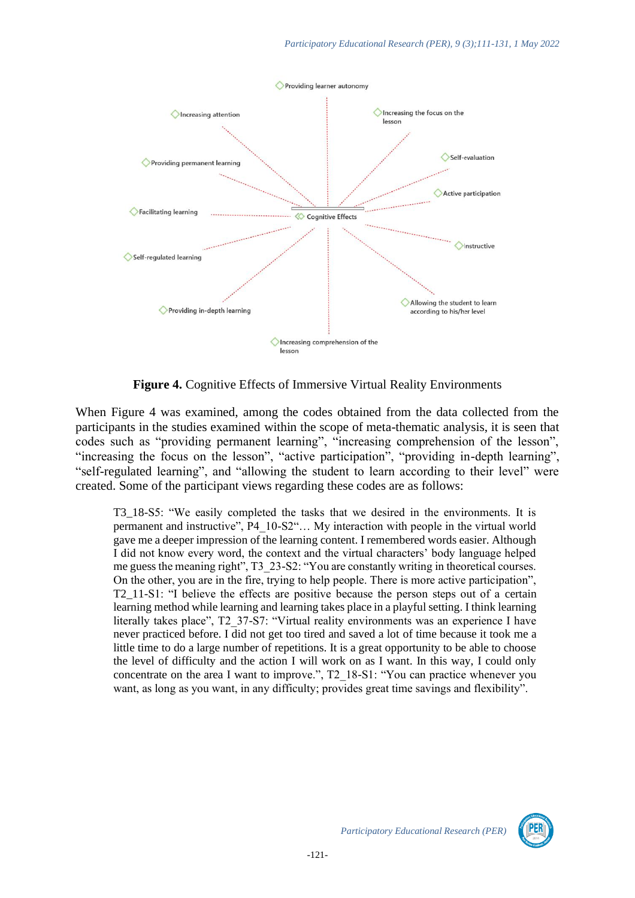**Figure 4.** Cognitive Effects of Immersive Virtual Reality Environments

When Figure 4 was examined, among the codes obtained from the data collected from the participants in the studies examined within the scope of meta-thematic analysis, it is seen that codes such as “providing permanent learning”, “increasing comprehension of the lesson”, “increasing the focus on the lesson”, “active participation”, “providing in-depth learning”, “self-regulated learning”, and “allowing the student to learn according to their level” were created. Some of the participant views regarding these codes are as follows:

> T3_18-S5: “We easily completed the tasks that we desired in the environments. It is permanent and instructive”, P4_10-S2“… My interaction with people in the virtual world gave me a deeper impression of the learning content. I remembered words easier. Although I did not know every word, the context and the virtual characters’ body language helped me guess the meaning right”, T3_23-S2: “You are constantly writing in theoretical courses. On the other, you are in the fire, trying to help people. There is more active participation”, T2_11-S1: “I believe the effects are positive because the person steps out of a certain learning method while learning and learning takes place in a playful setting. I think learning literally takes place”, T2_37-S7: “Virtual reality environments was an experience I have never practiced before. I did not get too tired and saved a lot of time because it took me a little time to do a large number of repetitions. It is a great opportunity to be able to choose the level of difficulty and the action I will work on as I want. In this way, I could only concentrate on the area I want to improve.”, T2_18-S1: “You can practice whenever you want, as long as you want, in any difficulty; provides great time savings and flexibility”.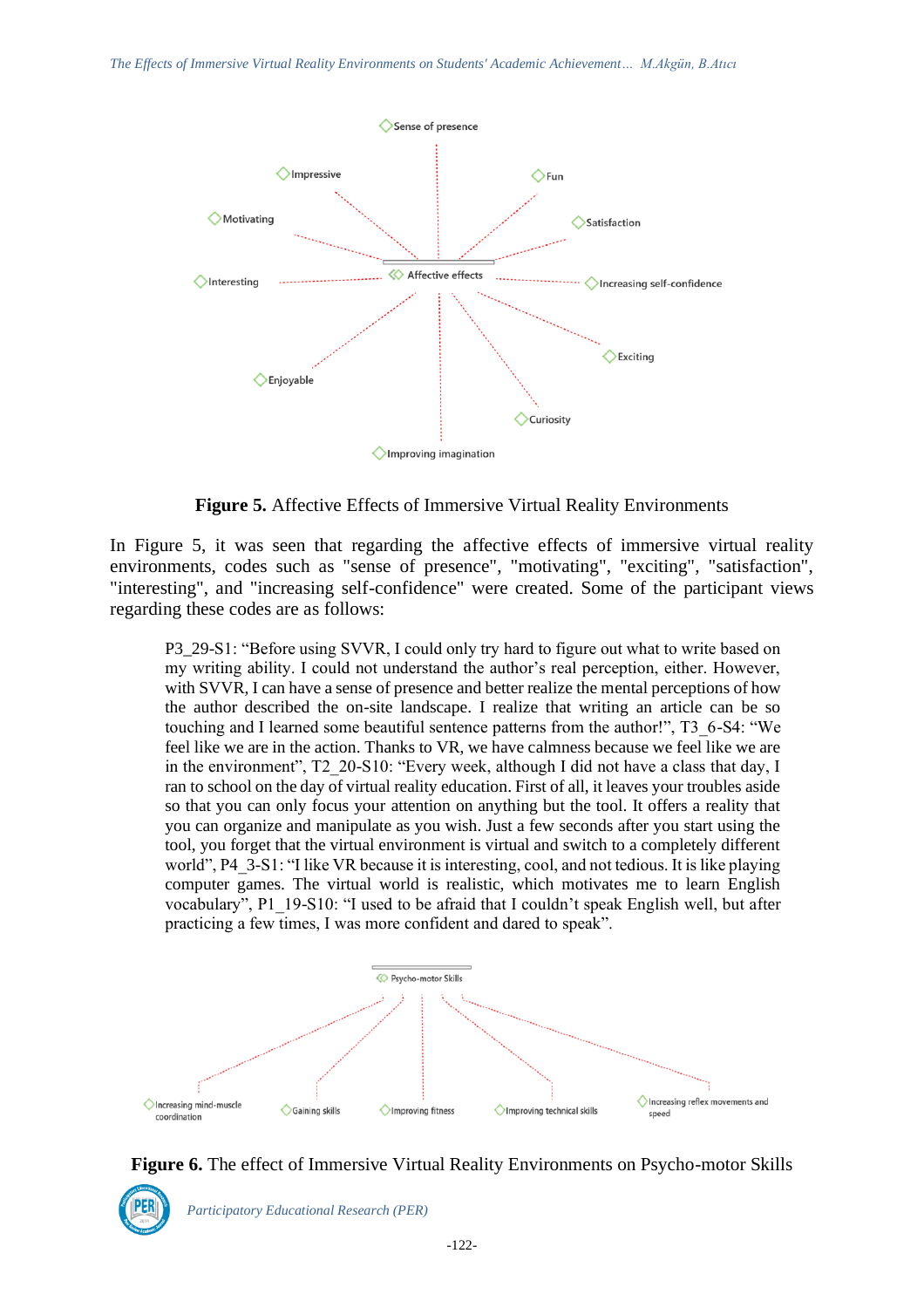**Figure 5.** Affective Effects of Immersive Virtual Reality Environments

In Figure 5, it was seen that regarding the affective effects of immersive virtual reality environments, codes such as "sense of presence", "motivating", "exciting", "satisfaction", "interesting", and "increasing self-confidence" were created. Some of the participant views regarding these codes are as follows:

> P3_29-S1: "Before using SVVR, I could only try hard to figure out what to write based on my writing ability. I could not understand the author's real perception, either. However, with SVVR, I can have a sense of presence and better realize the mental perceptions of how the author described the on-site landscape. I realize that writing an article can be so touching and I learned some beautiful sentence patterns from the author!", T3_6-S4: "We feel like we are in the action. Thanks to VR, we have calmness because we feel like we are in the environment", T2_20-S10: "Every week, although I did not have a class that day, I ran to school on the day of virtual reality education. First of all, it leaves your troubles aside so that you can only focus your attention on anything but the tool. It offers a reality that you can organize and manipulate as you wish. Just a few seconds after you start using the tool, you forget that the virtual environment is virtual and switch to a completely different world", P4_3-S1: "I like VR because it is interesting, cool, and not tedious. It is like playing computer games. The virtual world is realistic, which motivates me to learn English vocabulary", P1_19-S10: "I used to be afraid that I couldn't speak English well, but after practicing a few times, I was more confident and dared to speak".

**Figure 6.** The effect of Immersive Virtual Reality Environments on Psycho-motor Skills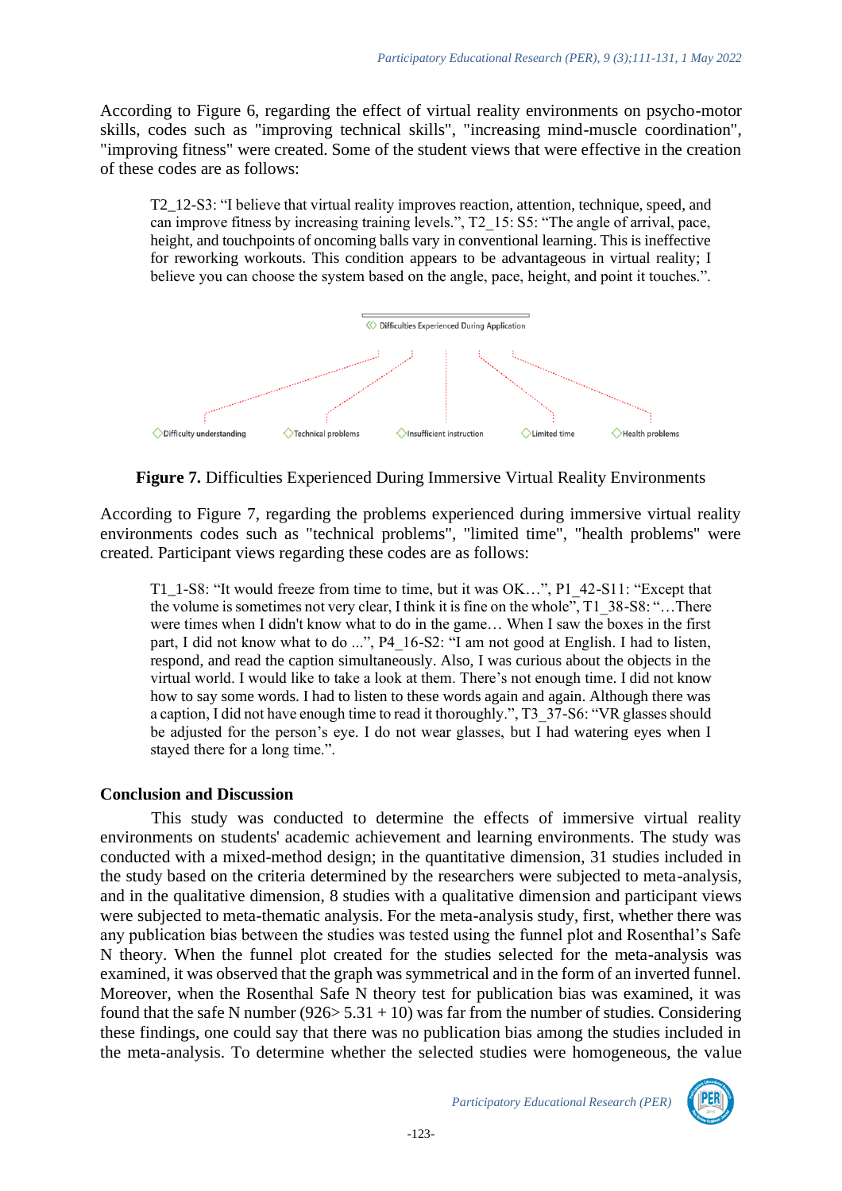According to Figure 6, regarding the effect of virtual reality environments on psycho-motor skills, codes such as "improving technical skills", "increasing mind-muscle coordination", "improving fitness" were created. Some of the student views that were effective in the creation of these codes are as follows:

> T2_12-S3: “I believe that virtual reality improves reaction, attention, technique, speed, and can improve fitness by increasing training levels.”, T2_15: S5: “The angle of arrival, pace, height, and touchpoints of oncoming balls vary in conventional learning. This is ineffective for reworking workouts. This condition appears to be advantageous in virtual reality; I believe you can choose the system based on the angle, pace, height, and point it touches.”.

Difficulties Experienced During Application

Difficulty understanding | Technical problems | Insufficient instruction | Limited time | Health problems

**Figure 7.** Difficulties Experienced During Immersive Virtual Reality Environments

According to Figure 7, regarding the problems experienced during immersive virtual reality environments codes such as "technical problems", "limited time", "health problems" were created. Participant views regarding these codes are as follows:

> T1_1-S8: “It would freeze from time to time, but it was OK…”, P1_42-S11: “Except that the volume is sometimes not very clear, I think it is fine on the whole”, T1_38-S8: “…There were times when I didn't know what to do in the game… When I saw the boxes in the first part, I did not know what to do ...”, P4_16-S2: “I am not good at English. I had to listen, respond, and read the caption simultaneously. Also, I was curious about the objects in the virtual world. I would like to take a look at them. There’s not enough time. I did not know how to say some words. I had to listen to these words again and again. Although there was a caption, I did not have enough time to read it thoroughly.”, T3_37-S6: “VR glasses should be adjusted for the person’s eye. I do not wear glasses, but I had watering eyes when I stayed there for a long time.”.

## Conclusion and Discussion

This study was conducted to determine the effects of immersive virtual reality environments on students' academic achievement and learning environments. The study was conducted with a mixed-method design; in the quantitative dimension, 31 studies included in the study based on the criteria determined by the researchers were subjected to meta-analysis, and in the qualitative dimension, 8 studies with a qualitative dimension and participant views were subjected to meta-thematic analysis. For the meta-analysis study, first, whether there was any publication bias between the studies was tested using the funnel plot and Rosenthal’s Safe N theory. When the funnel plot created for the studies selected for the meta-analysis was examined, it was observed that the graph was symmetrical and in the form of an inverted funnel. Moreover, when the Rosenthal Safe N theory test for publication bias was examined, it was found that the safe N number ($926 > 5.31 + 10$) was far from the number of studies. Considering these findings, one could say that there was no publication bias among the studies included in the meta-analysis. To determine whether the selected studies were homogeneous, the value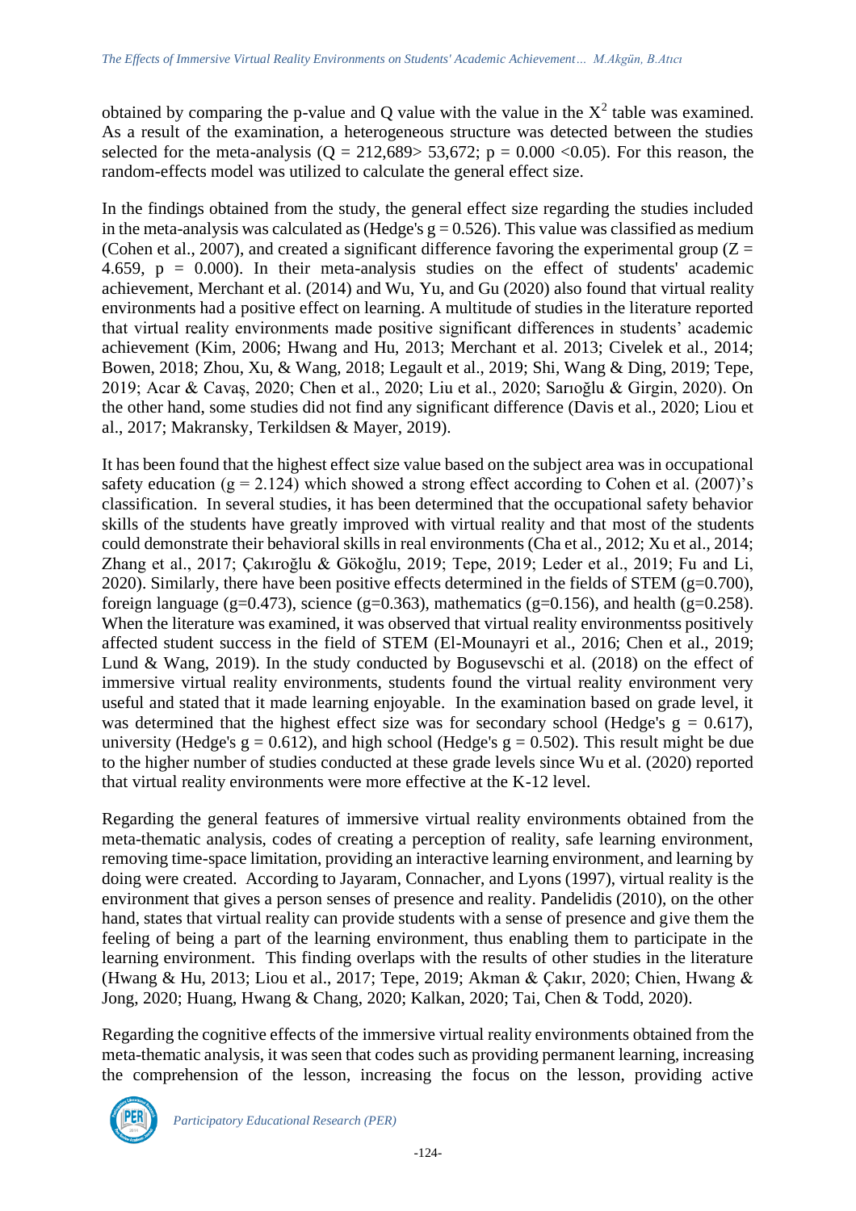obtained by comparing the p-value and Q value with the value in the $X^2$ table was examined. As a result of the examination, a heterogeneous structure was detected between the studies selected for the meta-analysis ($Q = 212{,}689 > 53{,}672$; $p = 0.000 < 0.05$). For this reason, the random-effects model was utilized to calculate the general effect size.

In the findings obtained from the study, the general effect size regarding the studies included in the meta-analysis was calculated as (Hedge's $g = 0.526$). This value was classified as medium (Cohen et al., 2007), and created a significant difference favoring the experimental group ($Z = 4.659$, $p = 0.000$). In their meta-analysis studies on the effect of students' academic achievement, Merchant et al. (2014) and Wu, Yu, and Gu (2020) also found that virtual reality environments had a positive effect on learning. A multitude of studies in the literature reported that virtual reality environments made positive significant differences in students' academic achievement (Kim, 2006; Hwang and Hu, 2013; Merchant et al. 2013; Civelek et al., 2014; Bowen, 2018; Zhou, Xu, & Wang, 2018; Legault et al., 2019; Shi, Wang & Ding, 2019; Tepe, 2019; Acar & Cavaş, 2020; Chen et al., 2020; Liu et al., 2020; Sarıoğlu & Girgin, 2020). On the other hand, some studies did not find any significant difference (Davis et al., 2020; Liou et al., 2017; Makransky, Terkildsen & Mayer, 2019).

It has been found that the highest effect size value based on the subject area was in occupational safety education ($g = 2.124$) which showed a strong effect according to Cohen et al. (2007)'s classification. In several studies, it has been determined that the occupational safety behavior skills of the students have greatly improved with virtual reality and that most of the students could demonstrate their behavioral skills in real environments (Cha et al., 2012; Xu et al., 2014; Zhang et al., 2017; Çakıroğlu & Gökoğlu, 2019; Tepe, 2019; Leder et al., 2019; Fu and Li, 2020). Similarly, there have been positive effects determined in the fields of STEM ($g=0.700$), foreign language ($g=0.473$), science ($g=0.363$), mathematics ($g=0.156$), and health ($g=0.258$). When the literature was examined, it was observed that virtual reality environmentss positively affected student success in the field of STEM (El-Mounayri et al., 2016; Chen et al., 2019; Lund & Wang, 2019). In the study conducted by Bogusevschi et al. (2018) on the effect of immersive virtual reality environments, students found the virtual reality environment very useful and stated that it made learning enjoyable. In the examination based on grade level, it was determined that the highest effect size was for secondary school (Hedge's $g = 0.617$), university (Hedge's $g = 0.612$), and high school (Hedge's $g = 0.502$). This result might be due to the higher number of studies conducted at these grade levels since Wu et al. (2020) reported that virtual reality environments were more effective at the K-12 level.

Regarding the general features of immersive virtual reality environments obtained from the meta-thematic analysis, codes of creating a perception of reality, safe learning environment, removing time-space limitation, providing an interactive learning environment, and learning by doing were created. According to Jayaram, Connacher, and Lyons (1997), virtual reality is the environment that gives a person senses of presence and reality. Pandelidis (2010), on the other hand, states that virtual reality can provide students with a sense of presence and give them the feeling of being a part of the learning environment, thus enabling them to participate in the learning environment. This finding overlaps with the results of other studies in the literature (Hwang & Hu, 2013; Liou et al., 2017; Tepe, 2019; Akman & Çakır, 2020; Chien, Hwang & Jong, 2020; Huang, Hwang & Chang, 2020; Kalkan, 2020; Tai, Chen & Todd, 2020).

Regarding the cognitive effects of the immersive virtual reality environments obtained from the meta-thematic analysis, it was seen that codes such as providing permanent learning, increasing the comprehension of the lesson, increasing the focus on the lesson, providing active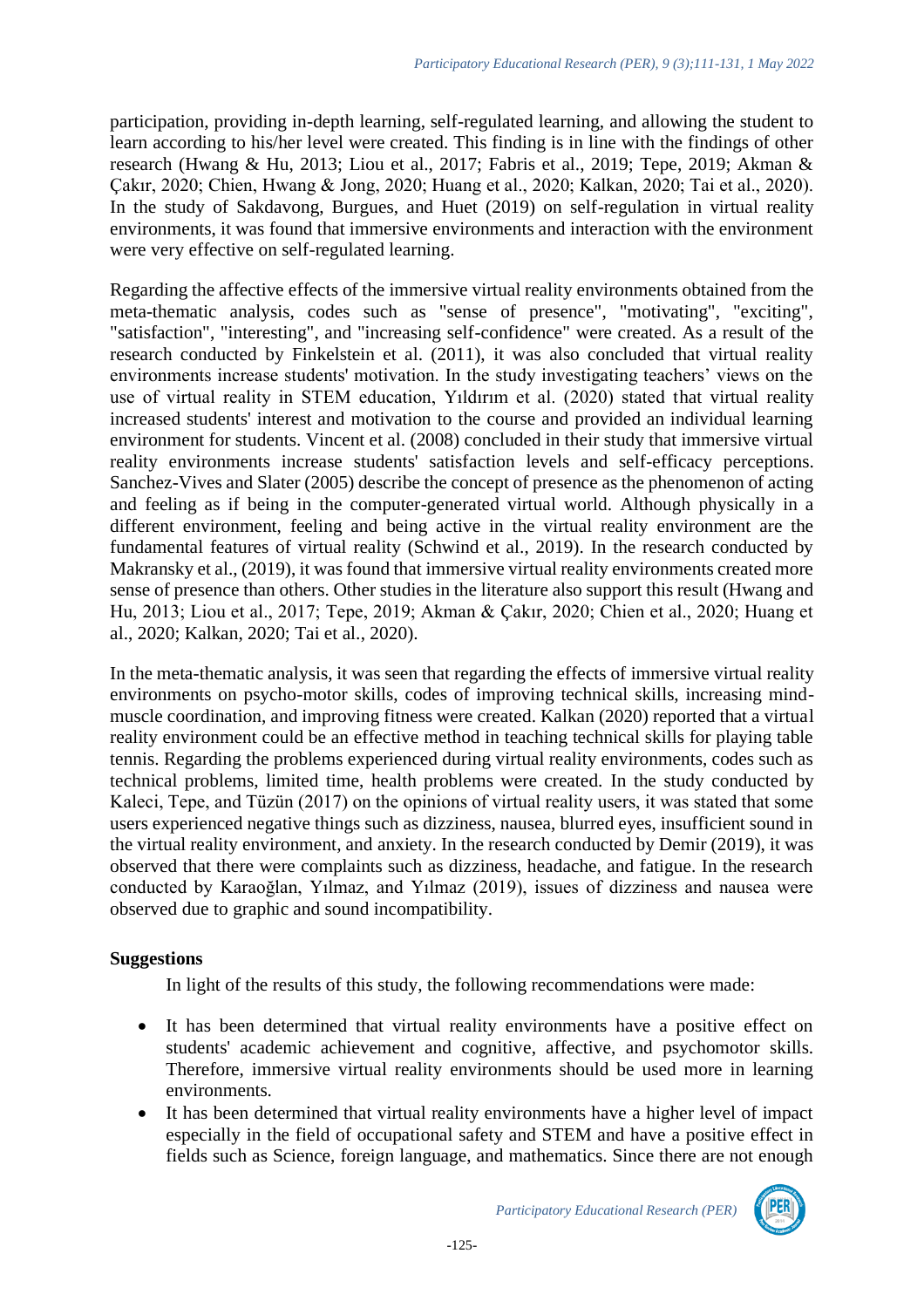participation, providing in-depth learning, self-regulated learning, and allowing the student to learn according to his/her level were created. This finding is in line with the findings of other research (Hwang & Hu, 2013; Liou et al., 2017; Fabris et al., 2019; Tepe, 2019; Akman & Çakır, 2020; Chien, Hwang & Jong, 2020; Huang et al., 2020; Kalkan, 2020; Tai et al., 2020). In the study of Sakdavong, Burgues, and Huet (2019) on self-regulation in virtual reality environments, it was found that immersive environments and interaction with the environment were very effective on self-regulated learning.

Regarding the affective effects of the immersive virtual reality environments obtained from the meta-thematic analysis, codes such as "sense of presence", "motivating", "exciting", "satisfaction", "interesting", and "increasing self-confidence" were created. As a result of the research conducted by Finkelstein et al. (2011), it was also concluded that virtual reality environments increase students' motivation. In the study investigating teachers' views on the use of virtual reality in STEM education, Yıldırım et al. (2020) stated that virtual reality increased students' interest and motivation to the course and provided an individual learning environment for students. Vincent et al. (2008) concluded in their study that immersive virtual reality environments increase students' satisfaction levels and self-efficacy perceptions. Sanchez-Vives and Slater (2005) describe the concept of presence as the phenomenon of acting and feeling as if being in the computer-generated virtual world. Although physically in a different environment, feeling and being active in the virtual reality environment are the fundamental features of virtual reality (Schwind et al., 2019). In the research conducted by Makransky et al., (2019), it was found that immersive virtual reality environments created more sense of presence than others. Other studies in the literature also support this result (Hwang and Hu, 2013; Liou et al., 2017; Tepe, 2019; Akman & Çakır, 2020; Chien et al., 2020; Huang et al., 2020; Kalkan, 2020; Tai et al., 2020).

In the meta-thematic analysis, it was seen that regarding the effects of immersive virtual reality environments on psycho-motor skills, codes of improving technical skills, increasing mind-muscle coordination, and improving fitness were created. Kalkan (2020) reported that a virtual reality environment could be an effective method in teaching technical skills for playing table tennis. Regarding the problems experienced during virtual reality environments, codes such as technical problems, limited time, health problems were created. In the study conducted by Kaleci, Tepe, and Tüzün (2017) on the opinions of virtual reality users, it was stated that some users experienced negative things such as dizziness, nausea, blurred eyes, insufficient sound in the virtual reality environment, and anxiety. In the research conducted by Demir (2019), it was observed that there were complaints such as dizziness, headache, and fatigue. In the research conducted by Karaoğlan, Yılmaz, and Yılmaz (2019), issues of dizziness and nausea were observed due to graphic and sound incompatibility.

**Suggestions**

In light of the results of this study, the following recommendations were made:

- It has been determined that virtual reality environments have a positive effect on students' academic achievement and cognitive, affective, and psychomotor skills. Therefore, immersive virtual reality environments should be used more in learning environments.
- It has been determined that virtual reality environments have a higher level of impact especially in the field of occupational safety and STEM and have a positive effect in fields such as Science, foreign language, and mathematics. Since there are not enough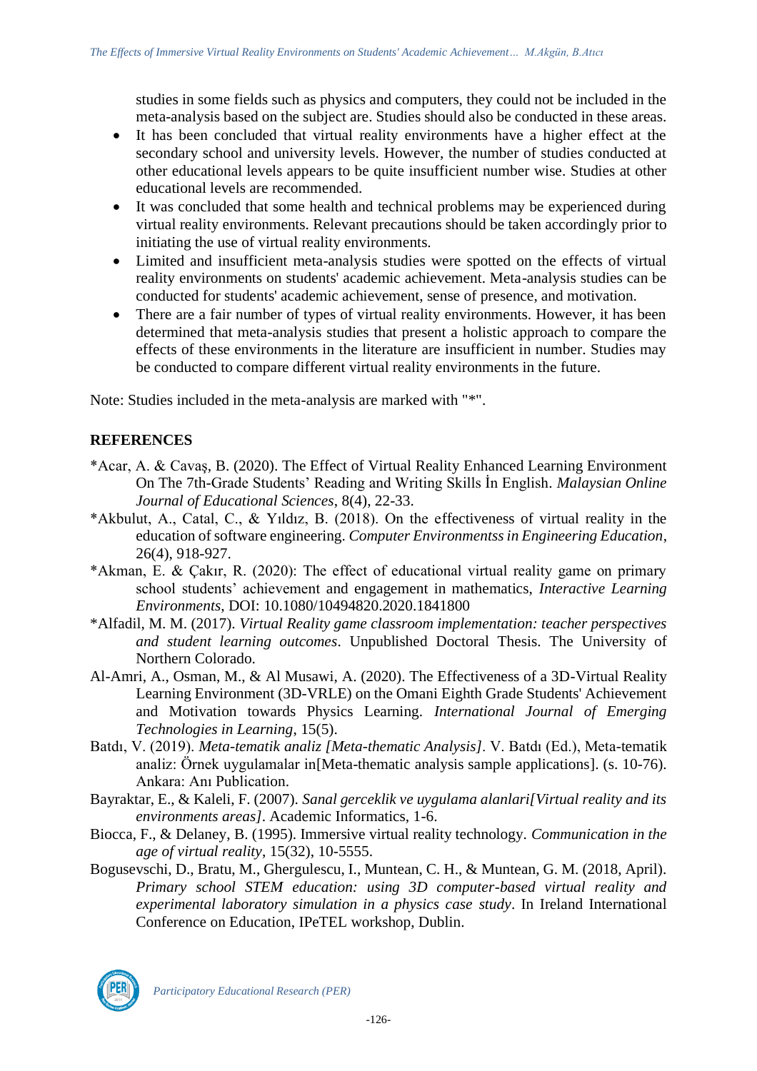studies in some fields such as physics and computers, they could not be included in the meta-analysis based on the subject are. Studies should also be conducted in these areas.

- It has been concluded that virtual reality environments have a higher effect at the secondary school and university levels. However, the number of studies conducted at other educational levels appears to be quite insufficient number wise. Studies at other educational levels are recommended.
- It was concluded that some health and technical problems may be experienced during virtual reality environments. Relevant precautions should be taken accordingly prior to initiating the use of virtual reality environments.
- Limited and insufficient meta-analysis studies were spotted on the effects of virtual reality environments on students' academic achievement. Meta-analysis studies can be conducted for students' academic achievement, sense of presence, and motivation.
- There are a fair number of types of virtual reality environments. However, it has been determined that meta-analysis studies that present a holistic approach to compare the effects of these environments in the literature are insufficient in number. Studies may be conducted to compare different virtual reality environments in the future.

Note: Studies included in the meta-analysis are marked with "*".

## REFERENCES

*Acar, A. & Cavaş, B. (2020). The Effect of Virtual Reality Enhanced Learning Environment On The 7th-Grade Students' Reading and Writing Skills İn English. *Malaysian Online Journal of Educational Sciences*, 8(4), 22-33.

*Akbulut, A., Catal, C., & Yıldız, B. (2018). On the effectiveness of virtual reality in the education of software engineering. *Computer Environmentss in Engineering Education*, 26(4), 918-927.

*Akman, E. & Çakır, R. (2020): The effect of educational virtual reality game on primary school students' achievement and engagement in mathematics, *Interactive Learning Environments*, DOI: 10.1080/10494820.2020.1841800

*Alfadil, M. M. (2017). *Virtual Reality game classroom implementation: teacher perspectives and student learning outcomes*. Unpublished Doctoral Thesis. The University of Northern Colorado.

Al-Amri, A., Osman, M., & Al Musawi, A. (2020). The Effectiveness of a 3D-Virtual Reality Learning Environment (3D-VRLE) on the Omani Eighth Grade Students' Achievement and Motivation towards Physics Learning. *International Journal of Emerging Technologies in Learning*, 15(5).

Batdı, V. (2019). *Meta-tematik analiz [Meta-thematic Analysis]*. V. Batdı (Ed.), Meta-tematik analiz: Örnek uygulamalar in[Meta-thematic analysis sample applications]. (s. 10-76). Ankara: Anı Publication.

Bayraktar, E., & Kaleli, F. (2007). *Sanal gerceklik ve uygulama alanlari[Virtual reality and its environments areas]*. Academic Informatics, 1-6.

Biocca, F., & Delaney, B. (1995). Immersive virtual reality technology. *Communication in the age of virtual reality*, 15(32), 10-5555.

Bogusevschi, D., Bratu, M., Ghergulescu, I., Muntean, C. H., & Muntean, G. M. (2018, April). *Primary school STEM education: using 3D computer-based virtual reality and experimental laboratory simulation in a physics case study*. In Ireland International Conference on Education, IPeTEL workshop, Dublin.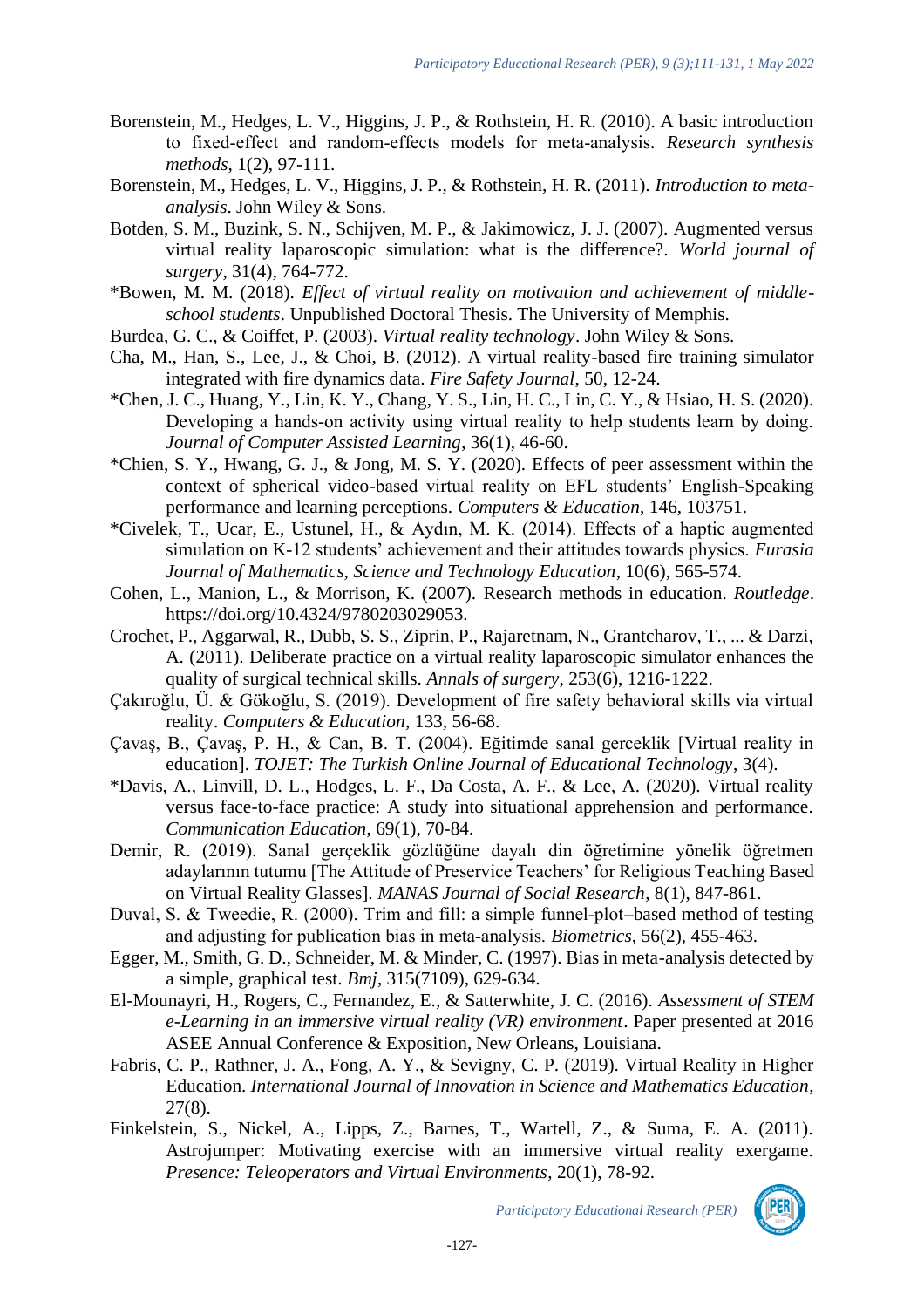Borenstein, M., Hedges, L. V., Higgins, J. P., & Rothstein, H. R. (2010). A basic introduction to fixed-effect and random-effects models for meta-analysis. *Research synthesis methods*, 1(2), 97-111.

Borenstein, M., Hedges, L. V., Higgins, J. P., & Rothstein, H. R. (2011). *Introduction to meta-analysis*. John Wiley & Sons.

Botden, S. M., Buzink, S. N., Schijven, M. P., & Jakimowicz, J. J. (2007). Augmented versus virtual reality laparoscopic simulation: what is the difference?. *World journal of surgery*, 31(4), 764-772.

*Bowen, M. M. (2018). *Effect of virtual reality on motivation and achievement of middle-school students*. Unpublished Doctoral Thesis. The University of Memphis.

Burdea, G. C., & Coiffet, P. (2003). *Virtual reality technology*. John Wiley & Sons.

Cha, M., Han, S., Lee, J., & Choi, B. (2012). A virtual reality-based fire training simulator integrated with fire dynamics data. *Fire Safety Journal*, 50, 12-24.

*Chen, J. C., Huang, Y., Lin, K. Y., Chang, Y. S., Lin, H. C., Lin, C. Y., & Hsiao, H. S. (2020). Developing a hands-on activity using virtual reality to help students learn by doing. *Journal of Computer Assisted Learning*, 36(1), 46-60.

*Chien, S. Y., Hwang, G. J., & Jong, M. S. Y. (2020). Effects of peer assessment within the context of spherical video-based virtual reality on EFL students' English-Speaking performance and learning perceptions. *Computers & Education*, 146, 103751.

*Civelek, T., Ucar, E., Ustunel, H., & Aydın, M. K. (2014). Effects of a haptic augmented simulation on K-12 students' achievement and their attitudes towards physics. *Eurasia Journal of Mathematics, Science and Technology Education*, 10(6), 565-574.

Cohen, L., Manion, L., & Morrison, K. (2007). Research methods in education. *Routledge*. https://doi.org/10.4324/9780203029053.

Crochet, P., Aggarwal, R., Dubb, S. S., Ziprin, P., Rajaretnam, N., Grantcharov, T., ... & Darzi, A. (2011). Deliberate practice on a virtual reality laparoscopic simulator enhances the quality of surgical technical skills. *Annals of surgery*, 253(6), 1216-1222.

Çakıroğlu, Ü. & Gökoğlu, S. (2019). Development of fire safety behavioral skills via virtual reality. *Computers & Education*, 133, 56-68.

Çavaş, B., Çavaş, P. H., & Can, B. T. (2004). Eğitimde sanal gerceklik [Virtual reality in education]. *TOJET: The Turkish Online Journal of Educational Technology*, 3(4).

*Davis, A., Linvill, D. L., Hodges, L. F., Da Costa, A. F., & Lee, A. (2020). Virtual reality versus face-to-face practice: A study into situational apprehension and performance. *Communication Education*, 69(1), 70-84.

Demir, R. (2019). Sanal gerçeklik gözlüğüne dayalı din öğretimine yönelik öğretmen adaylarının tutumu [The Attitude of Preservice Teachers' for Religious Teaching Based on Virtual Reality Glasses]. *MANAS Journal of Social Research*, 8(1), 847-861.

Duval, S. & Tweedie, R. (2000). Trim and fill: a simple funnel-plot–based method of testing and adjusting for publication bias in meta-analysis. *Biometrics*, 56(2), 455-463.

Egger, M., Smith, G. D., Schneider, M. & Minder, C. (1997). Bias in meta-analysis detected by a simple, graphical test. *Bmj*, 315(7109), 629-634.

El-Mounayri, H., Rogers, C., Fernandez, E., & Satterwhite, J. C. (2016). *Assessment of STEM e-Learning in an immersive virtual reality (VR) environment*. Paper presented at 2016 ASEE Annual Conference & Exposition, New Orleans, Louisiana.

Fabris, C. P., Rathner, J. A., Fong, A. Y., & Sevigny, C. P. (2019). Virtual Reality in Higher Education. *International Journal of Innovation in Science and Mathematics Education*, 27(8).

Finkelstein, S., Nickel, A., Lipps, Z., Barnes, T., Wartell, Z., & Suma, E. A. (2011). Astrojumper: Motivating exercise with an immersive virtual reality exergame. *Presence: Teleoperators and Virtual Environments*, 20(1), 78-92.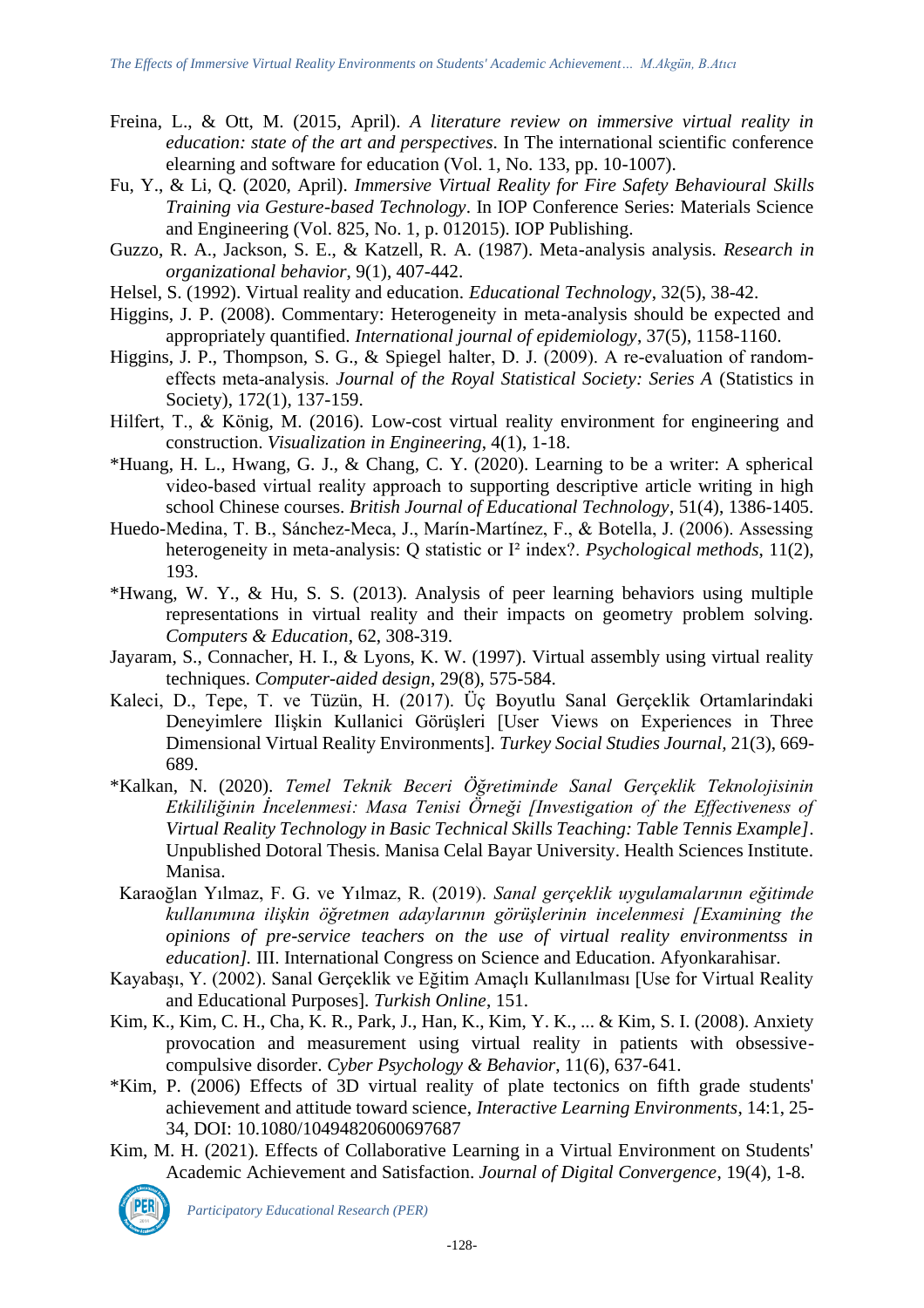Freina, L., & Ott, M. (2015, April). *A literature review on immersive virtual reality in education: state of the art and perspectives*. In The international scientific conference elearning and software for education (Vol. 1, No. 133, pp. 10-1007).

Fu, Y., & Li, Q. (2020, April). *Immersive Virtual Reality for Fire Safety Behavioural Skills Training via Gesture-based Technology*. In IOP Conference Series: Materials Science and Engineering (Vol. 825, No. 1, p. 012015). IOP Publishing.

Guzzo, R. A., Jackson, S. E., & Katzell, R. A. (1987). Meta-analysis analysis. *Research in organizational behavior*, 9(1), 407-442.

Helsel, S. (1992). Virtual reality and education. *Educational Technology*, 32(5), 38-42.

Higgins, J. P. (2008). Commentary: Heterogeneity in meta-analysis should be expected and appropriately quantified. *International journal of epidemiology*, 37(5), 1158-1160.

Higgins, J. P., Thompson, S. G., & Spiegel halter, D. J. (2009). A re-evaluation of random-effects meta-analysis. *Journal of the Royal Statistical Society: Series A* (Statistics in Society), 172(1), 137-159.

Hilfert, T., & König, M. (2016). Low-cost virtual reality environment for engineering and construction. *Visualization in Engineering*, 4(1), 1-18.

*Huang, H. L., Hwang, G. J., & Chang, C. Y. (2020). Learning to be a writer: A spherical video-based virtual reality approach to supporting descriptive article writing in high school Chinese courses. *British Journal of Educational Technology*, 51(4), 1386-1405.

Huedo-Medina, T. B., Sánchez-Meca, J., Marín-Martínez, F., & Botella, J. (2006). Assessing heterogeneity in meta-analysis: Q statistic or I² index?. *Psychological methods*, 11(2), 193.

*Hwang, W. Y., & Hu, S. S. (2013). Analysis of peer learning behaviors using multiple representations in virtual reality and their impacts on geometry problem solving. *Computers & Education*, 62, 308-319.

Jayaram, S., Connacher, H. I., & Lyons, K. W. (1997). Virtual assembly using virtual reality techniques. *Computer-aided design*, 29(8), 575-584.

Kaleci, D., Tepe, T. ve Tüzün, H. (2017). Üç Boyutlu Sanal Gerçeklik Ortamlarindaki Deneyimlere Ilişkin Kullanici Görüşleri [User Views on Experiences in Three Dimensional Virtual Reality Environments]. *Turkey Social Studies Journal,* 21(3), 669-689.

*Kalkan, N. (2020). *Temel Teknik Beceri Öğretiminde Sanal Gerçeklik Teknolojisinin Etkililiğinin İncelenmesi: Masa Tenisi Örneği [Investigation of the Effectiveness of Virtual Reality Technology in Basic Technical Skills Teaching: Table Tennis Example]*. Unpublished Dotoral Thesis. Manisa Celal Bayar University. Health Sciences Institute. Manisa.

Karaoğlan Yılmaz, F. G. ve Yılmaz, R. (2019). *Sanal gerçeklik uygulamalarının eğitimde kullanımına ilişkin öğretmen adaylarının görüşlerinin incelenmesi [Examining the opinions of pre-service teachers on the use of virtual reality environmentss in education].* III. International Congress on Science and Education. Afyonkarahisar.

Kayabaşı, Y. (2002). Sanal Gerçeklik ve Eğitim Amaçlı Kullanılması [Use for Virtual Reality and Educational Purposes]. *Turkish Online*, 151.

Kim, K., Kim, C. H., Cha, K. R., Park, J., Han, K., Kim, Y. K., ... & Kim, S. I. (2008). Anxiety provocation and measurement using virtual reality in patients with obsessive-compulsive disorder. *Cyber Psychology & Behavior*, 11(6), 637-641.

*Kim, P. (2006) Effects of 3D virtual reality of plate tectonics on fifth grade students' achievement and attitude toward science, *Interactive Learning Environments*, 14:1, 25-34, DOI: 10.1080/10494820600697687

Kim, M. H. (2021). Effects of Collaborative Learning in a Virtual Environment on Students' Academic Achievement and Satisfaction. *Journal of Digital Convergence*, 19(4), 1-8.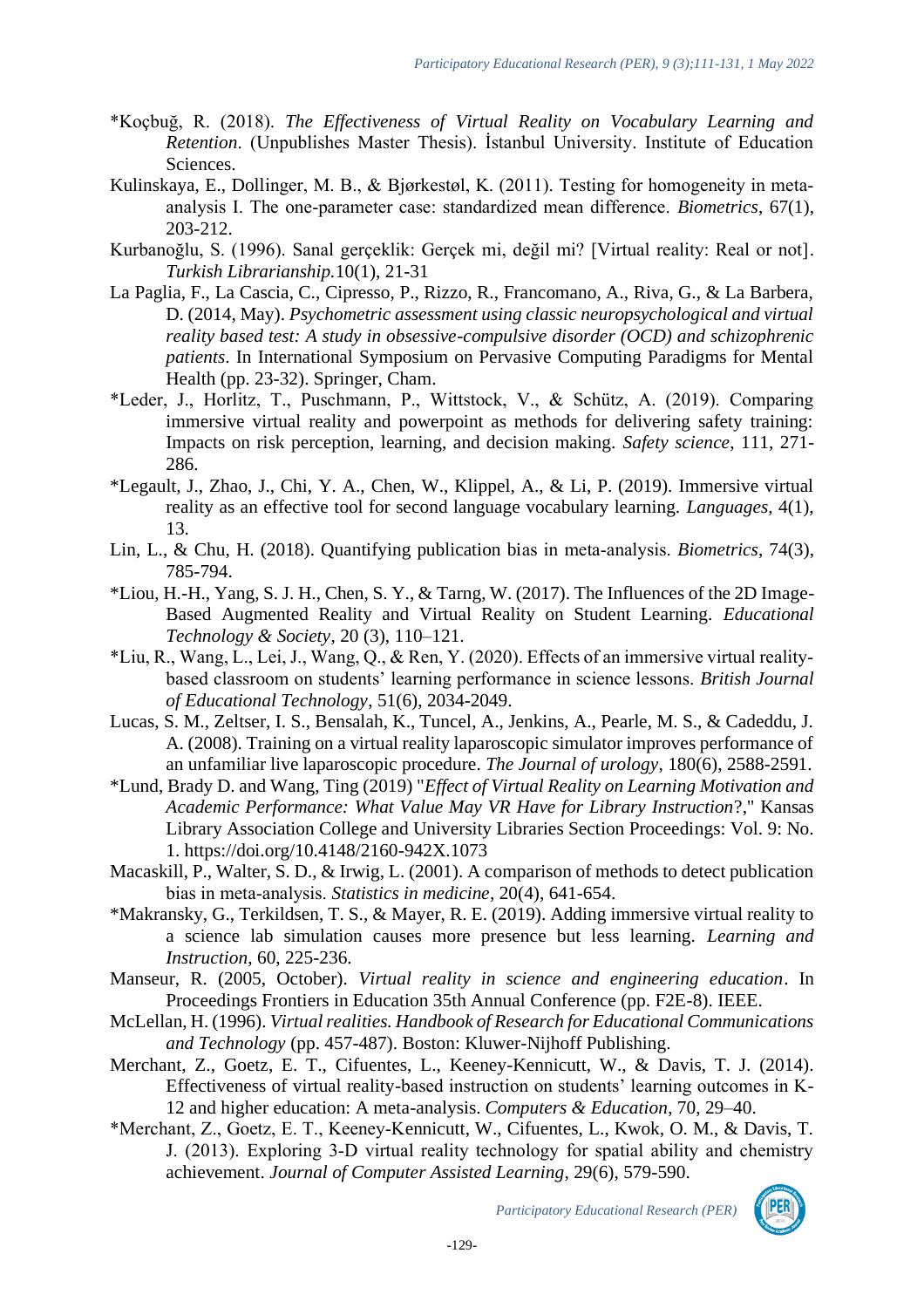*Koçbuğ, R. (2018). *The Effectiveness of Virtual Reality on Vocabulary Learning and Retention*. (Unpublishes Master Thesis). İstanbul University. Institute of Education Sciences.

Kulinskaya, E., Dollinger, M. B., & Bjørkestøl, K. (2011). Testing for homogeneity in meta-analysis I. The one-parameter case: standardized mean difference. *Biometrics*, 67(1), 203-212.

Kurbanoğlu, S. (1996). Sanal gerçeklik: Gerçek mi, değil mi? [Virtual reality: Real or not]. *Turkish Librarianship.*10(1), 21-31

La Paglia, F., La Cascia, C., Cipresso, P., Rizzo, R., Francomano, A., Riva, G., & La Barbera, D. (2014, May). *Psychometric assessment using classic neuropsychological and virtual reality based test: A study in obsessive-compulsive disorder (OCD) and schizophrenic patients*. In International Symposium on Pervasive Computing Paradigms for Mental Health (pp. 23-32). Springer, Cham.

*Leder, J., Horlitz, T., Puschmann, P., Wittstock, V., & Schütz, A. (2019). Comparing immersive virtual reality and powerpoint as methods for delivering safety training: Impacts on risk perception, learning, and decision making. *Safety science*, 111, 271-286.

*Legault, J., Zhao, J., Chi, Y. A., Chen, W., Klippel, A., & Li, P. (2019). Immersive virtual reality as an effective tool for second language vocabulary learning. *Languages*, 4(1), 13.

Lin, L., & Chu, H. (2018). Quantifying publication bias in meta-analysis. *Biometrics*, 74(3), 785-794.

*Liou, H.-H., Yang, S. J. H., Chen, S. Y., & Tarng, W. (2017). The Influences of the 2D Image-Based Augmented Reality and Virtual Reality on Student Learning. *Educational Technology & Society*, 20 (3), 110–121.

*Liu, R., Wang, L., Lei, J., Wang, Q., & Ren, Y. (2020). Effects of an immersive virtual reality-based classroom on students' learning performance in science lessons. *British Journal of Educational Technology*, 51(6), 2034-2049.

Lucas, S. M., Zeltser, I. S., Bensalah, K., Tuncel, A., Jenkins, A., Pearle, M. S., & Cadeddu, J. A. (2008). Training on a virtual reality laparoscopic simulator improves performance of an unfamiliar live laparoscopic procedure. *The Journal of urology*, 180(6), 2588-2591.

*Lund, Brady D. and Wang, Ting (2019) "*Effect of Virtual Reality on Learning Motivation and Academic Performance: What Value May VR Have for Library Instruction*?," Kansas Library Association College and University Libraries Section Proceedings: Vol. 9: No. 1. https://doi.org/10.4148/2160-942X.1073

Macaskill, P., Walter, S. D., & Irwig, L. (2001). A comparison of methods to detect publication bias in meta-analysis. *Statistics in medicine*, 20(4), 641-654.

*Makransky, G., Terkildsen, T. S., & Mayer, R. E. (2019). Adding immersive virtual reality to a science lab simulation causes more presence but less learning. *Learning and Instruction*, 60, 225-236.

Manseur, R. (2005, October). *Virtual reality in science and engineering education*. In Proceedings Frontiers in Education 35th Annual Conference (pp. F2E-8). IEEE.

McLellan, H. (1996). *Virtual realities. Handbook of Research for Educational Communications and Technology* (pp. 457-487). Boston: Kluwer-Nijhoff Publishing.

Merchant, Z., Goetz, E. T., Cifuentes, L., Keeney-Kennicutt, W., & Davis, T. J. (2014). Effectiveness of virtual reality-based instruction on students' learning outcomes in K-12 and higher education: A meta-analysis. *Computers & Education*, 70, 29–40.

*Merchant, Z., Goetz, E. T., Keeney-Kennicutt, W., Cifuentes, L., Kwok, O. M., & Davis, T. J. (2013). Exploring 3-D virtual reality technology for spatial ability and chemistry achievement. *Journal of Computer Assisted Learning*, 29(6), 579-590.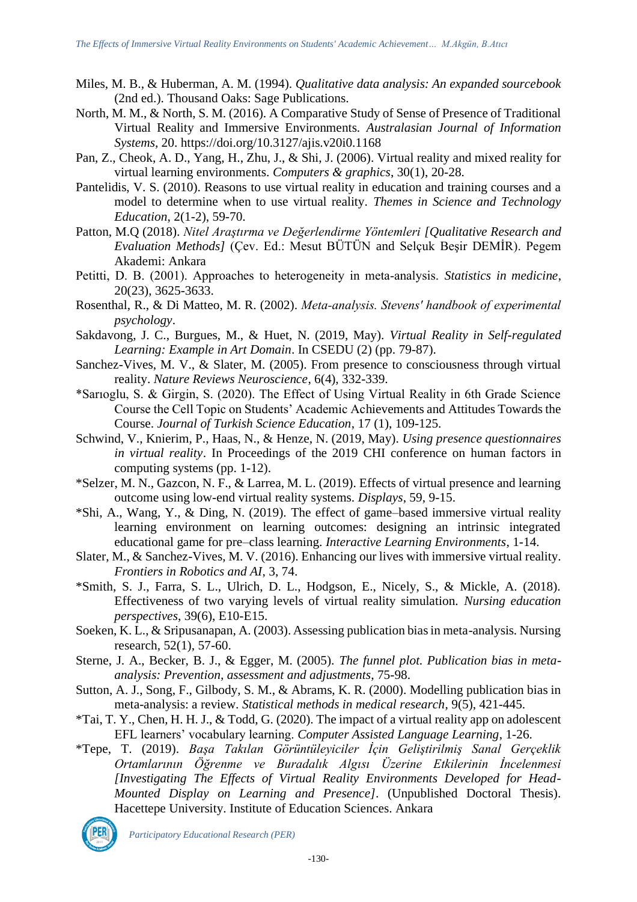Miles, M. B., & Huberman, A. M. (1994). *Qualitative data analysis: An expanded sourcebook* (2nd ed.). Thousand Oaks: Sage Publications.

North, M. M., & North, S. M. (2016). A Comparative Study of Sense of Presence of Traditional Virtual Reality and Immersive Environments. *Australasian Journal of Information Systems*, 20. https://doi.org/10.3127/ajis.v20i0.1168

Pan, Z., Cheok, A. D., Yang, H., Zhu, J., & Shi, J. (2006). Virtual reality and mixed reality for virtual learning environments. *Computers & graphics*, 30(1), 20-28.

Pantelidis, V. S. (2010). Reasons to use virtual reality in education and training courses and a model to determine when to use virtual reality. *Themes in Science and Technology Education*, 2(1-2), 59-70.

Patton, M.Q (2018). *Nitel Araştırma ve Değerlendirme Yöntemleri [Qualitative Research and Evaluation Methods]* (Çev. Ed.: Mesut BÜTÜN and Selçuk Beşir DEMİR). Pegem Akademi: Ankara

Petitti, D. B. (2001). Approaches to heterogeneity in meta-analysis. *Statistics in medicine*, 20(23), 3625-3633.

Rosenthal, R., & Di Matteo, M. R. (2002). *Meta-analysis. Stevens' handbook of experimental psychology*.

Sakdavong, J. C., Burgues, M., & Huet, N. (2019, May). *Virtual Reality in Self-regulated Learning: Example in Art Domain*. In CSEDU (2) (pp. 79-87).

Sanchez-Vives, M. V., & Slater, M. (2005). From presence to consciousness through virtual reality. *Nature Reviews Neuroscience*, 6(4), 332-339.

*Sarıoglu, S. & Girgin, S. (2020). The Effect of Using Virtual Reality in 6th Grade Science Course the Cell Topic on Students' Academic Achievements and Attitudes Towards the Course. *Journal of Turkish Science Education*, 17 (1), 109-125.

Schwind, V., Knierim, P., Haas, N., & Henze, N. (2019, May). *Using presence questionnaires in virtual reality*. In Proceedings of the 2019 CHI conference on human factors in computing systems (pp. 1-12).

*Selzer, M. N., Gazcon, N. F., & Larrea, M. L. (2019). Effects of virtual presence and learning outcome using low-end virtual reality systems. *Displays*, 59, 9-15.

*Shi, A., Wang, Y., & Ding, N. (2019). The effect of game–based immersive virtual reality learning environment on learning outcomes: designing an intrinsic integrated educational game for pre–class learning. *Interactive Learning Environments*, 1-14.

Slater, M., & Sanchez-Vives, M. V. (2016). Enhancing our lives with immersive virtual reality. *Frontiers in Robotics and AI*, 3, 74.

*Smith, S. J., Farra, S. L., Ulrich, D. L., Hodgson, E., Nicely, S., & Mickle, A. (2018). Effectiveness of two varying levels of virtual reality simulation. *Nursing education perspectives*, 39(6), E10-E15.

Soeken, K. L., & Sripusanapan, A. (2003). Assessing publication bias in meta-analysis. Nursing research, 52(1), 57-60.

Sterne, J. A., Becker, B. J., & Egger, M. (2005). *The funnel plot. Publication bias in meta-analysis: Prevention, assessment and adjustments*, 75-98.

Sutton, A. J., Song, F., Gilbody, S. M., & Abrams, K. R. (2000). Modelling publication bias in meta-analysis: a review. *Statistical methods in medical research*, 9(5), 421-445.

*Tai, T. Y., Chen, H. H. J., & Todd, G. (2020). The impact of a virtual reality app on adolescent EFL learners' vocabulary learning. *Computer Assisted Language Learning*, 1-26.

*Tepe, T. (2019). *Başa Takılan Görüntüleyiciler İçin Geliştirilmiş Sanal Gerçeklik Ortamlarının Öğrenme ve Buradalık Algısı Üzerine Etkilerinin İncelenmesi [Investigating The Effects of Virtual Reality Environments Developed for Head-Mounted Display on Learning and Presence]*. (Unpublished Doctoral Thesis). Hacettepe University. Institute of Education Sciences. Ankara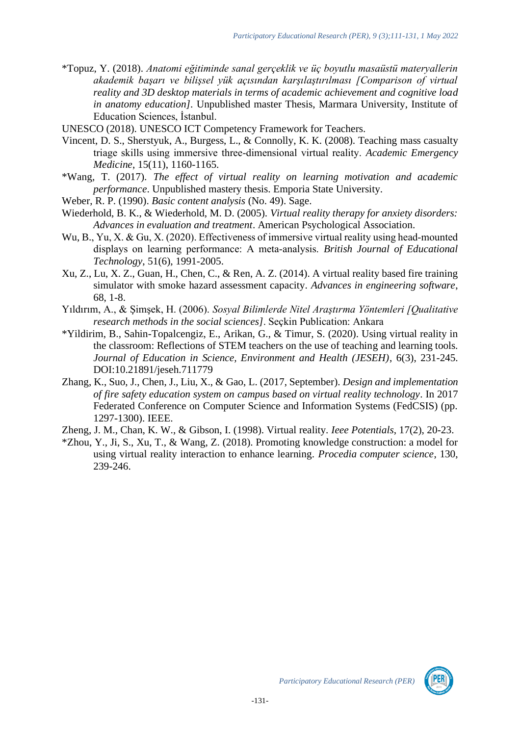*Topuz, Y. (2018). *Anatomi eğitiminde sanal gerçeklik ve üç boyutlu masaüstü materyallerin akademik başarı ve bilişsel yük açısından karşılaştırılması [Comparison of virtual reality and 3D desktop materials in terms of academic achievement and cognitive load in anatomy education]*. Unpublished master Thesis, Marmara University, Institute of Education Sciences, İstanbul.

UNESCO (2018). UNESCO ICT Competency Framework for Teachers.

Vincent, D. S., Sherstyuk, A., Burgess, L., & Connolly, K. K. (2008). Teaching mass casualty triage skills using immersive three-dimensional virtual reality. *Academic Emergency Medicine*, 15(11), 1160-1165.

*Wang, T. (2017). *The effect of virtual reality on learning motivation and academic performance*. Unpublished mastery thesis. Emporia State University.

Weber, R. P. (1990). *Basic content analysis* (No. 49). Sage.

Wiederhold, B. K., & Wiederhold, M. D. (2005). *Virtual reality therapy for anxiety disorders: Advances in evaluation and treatment*. American Psychological Association.

Wu, B., Yu, X. & Gu, X. (2020). Effectiveness of immersive virtual reality using head-mounted displays on learning performance: A meta-analysis. *British Journal of Educational Technology*, 51(6), 1991-2005.

Xu, Z., Lu, X. Z., Guan, H., Chen, C., & Ren, A. Z. (2014). A virtual reality based fire training simulator with smoke hazard assessment capacity. *Advances in engineering software*, 68, 1-8.

Yıldırım, A., & Şimşek, H. (2006). *Sosyal Bilimlerde Nitel Araştırma Yöntemleri [Qualitative research methods in the social sciences]*. Seçkin Publication: Ankara

*Yildirim, B., Sahin-Topalcengiz, E., Arikan, G., & Timur, S. (2020). Using virtual reality in the classroom: Reflections of STEM teachers on the use of teaching and learning tools. *Journal of Education in Science, Environment and Health (JESEH)*, 6(3), 231-245. DOI:10.21891/jeseh.711779

Zhang, K., Suo, J., Chen, J., Liu, X., & Gao, L. (2017, September). *Design and implementation of fire safety education system on campus based on virtual reality technology*. In 2017 Federated Conference on Computer Science and Information Systems (FedCSIS) (pp. 1297-1300). IEEE.

Zheng, J. M., Chan, K. W., & Gibson, I. (1998). Virtual reality. *Ieee Potentials*, 17(2), 20-23.

*Zhou, Y., Ji, S., Xu, T., & Wang, Z. (2018). Promoting knowledge construction: a model for using virtual reality interaction to enhance learning. *Procedia computer science*, 130, 239-246.